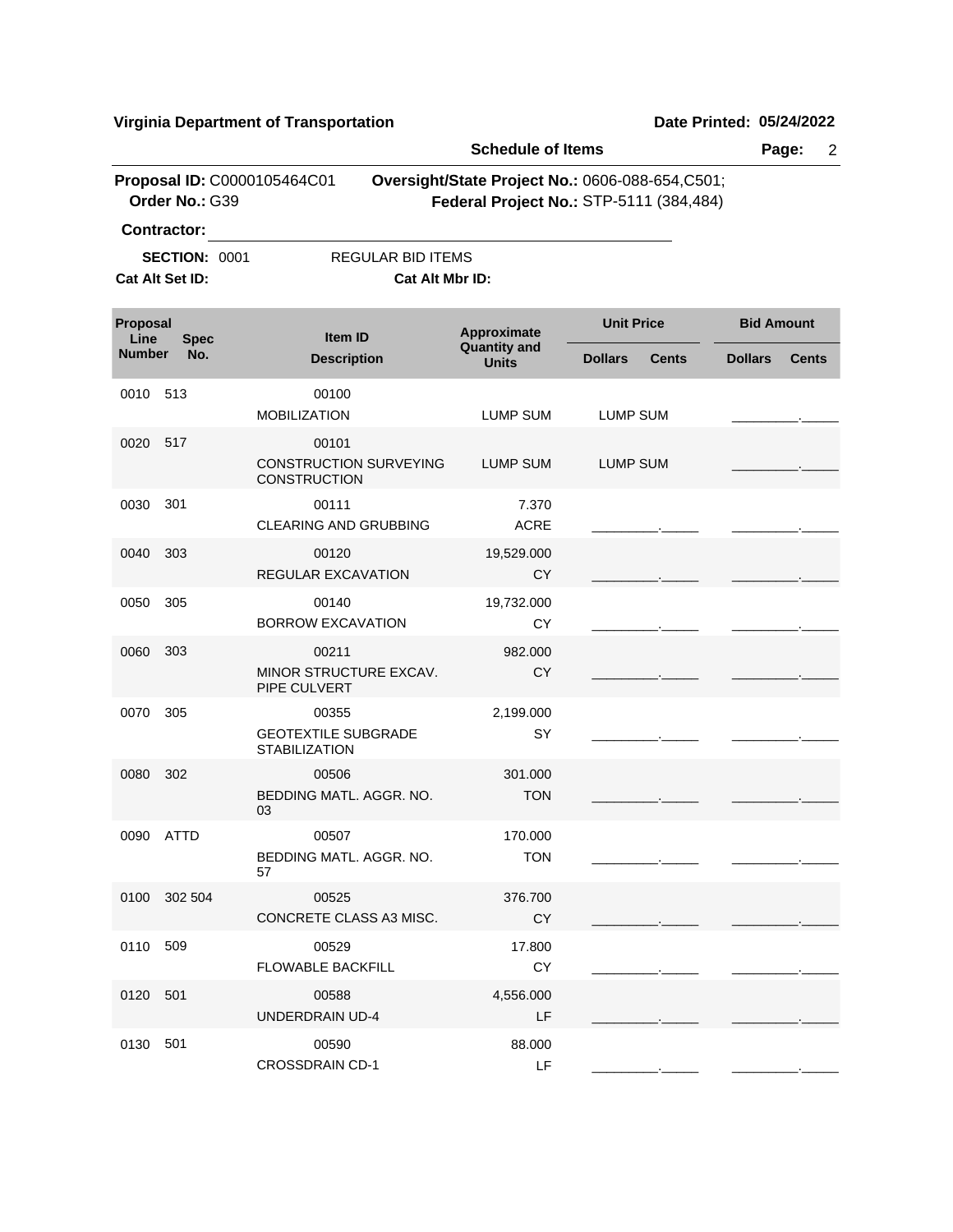**Virginia Department of Transportation** **Date Printed: 05/24/2022**

**Schedule of Items** **Page:** 2

**Proposal ID:** C0000105464C01 **Oversight/State Project No.:** 0606-088-654,C501;
**Order No.:** G39 **Federal Project No.:** STP-5111 (384,484)

**Contractor:** ______________________________

**SECTION:** 0001 REGULAR BID ITEMS

**Cat Alt Set ID:** **Cat Alt Mbr ID:**

| Proposal Line Number | Spec No. | Item ID / Description | Approximate Quantity and Units | Unit Price Dollars | Unit Price Cents | Bid Amount Dollars | Bid Amount Cents |
|---|---|---|---|---|---|---|---|
| 0010 | 513 | 00100<br>MOBILIZATION | LUMP SUM | LUMP SUM | | _________ | _____ |
| 0020 | 517 | 00101<br>CONSTRUCTION SURVEYING CONSTRUCTION | LUMP SUM | LUMP SUM | | _________ | _____ |
| 0030 | 301 | 00111<br>CLEARING AND GRUBBING | 7.370<br>ACRE | _________ | _____ | _________ | _____ |
| 0040 | 303 | 00120<br>REGULAR EXCAVATION | 19,529.000<br>CY | _________ | _____ | _________ | _____ |
| 0050 | 305 | 00140<br>BORROW EXCAVATION | 19,732.000<br>CY | _________ | _____ | _________ | _____ |
| 0060 | 303 | 00211<br>MINOR STRUCTURE EXCAV. PIPE CULVERT | 982.000<br>CY | _________ | _____ | _________ | _____ |
| 0070 | 305 | 00355<br>GEOTEXTILE SUBGRADE STABILIZATION | 2,199.000<br>SY | _________ | _____ | _________ | _____ |
| 0080 | 302 | 00506<br>BEDDING MATL. AGGR. NO. 03 | 301.000<br>TON | _________ | _____ | _________ | _____ |
| 0090 | ATTD | 00507<br>BEDDING MATL. AGGR. NO. 57 | 170.000<br>TON | _________ | _____ | _________ | _____ |
| 0100 | 302 504 | 00525<br>CONCRETE CLASS A3 MISC. | 376.700<br>CY | _________ | _____ | _________ | _____ |
| 0110 | 509 | 00529<br>FLOWABLE BACKFILL | 17.800<br>CY | _________ | _____ | _________ | _____ |
| 0120 | 501 | 00588<br>UNDERDRAIN UD-4 | 4,556.000<br>LF | _________ | _____ | _________ | _____ |
| 0130 | 501 | 00590<br>CROSSDRAIN CD-1 | 88.000<br>LF | _________ | _____ | _________ | _____ |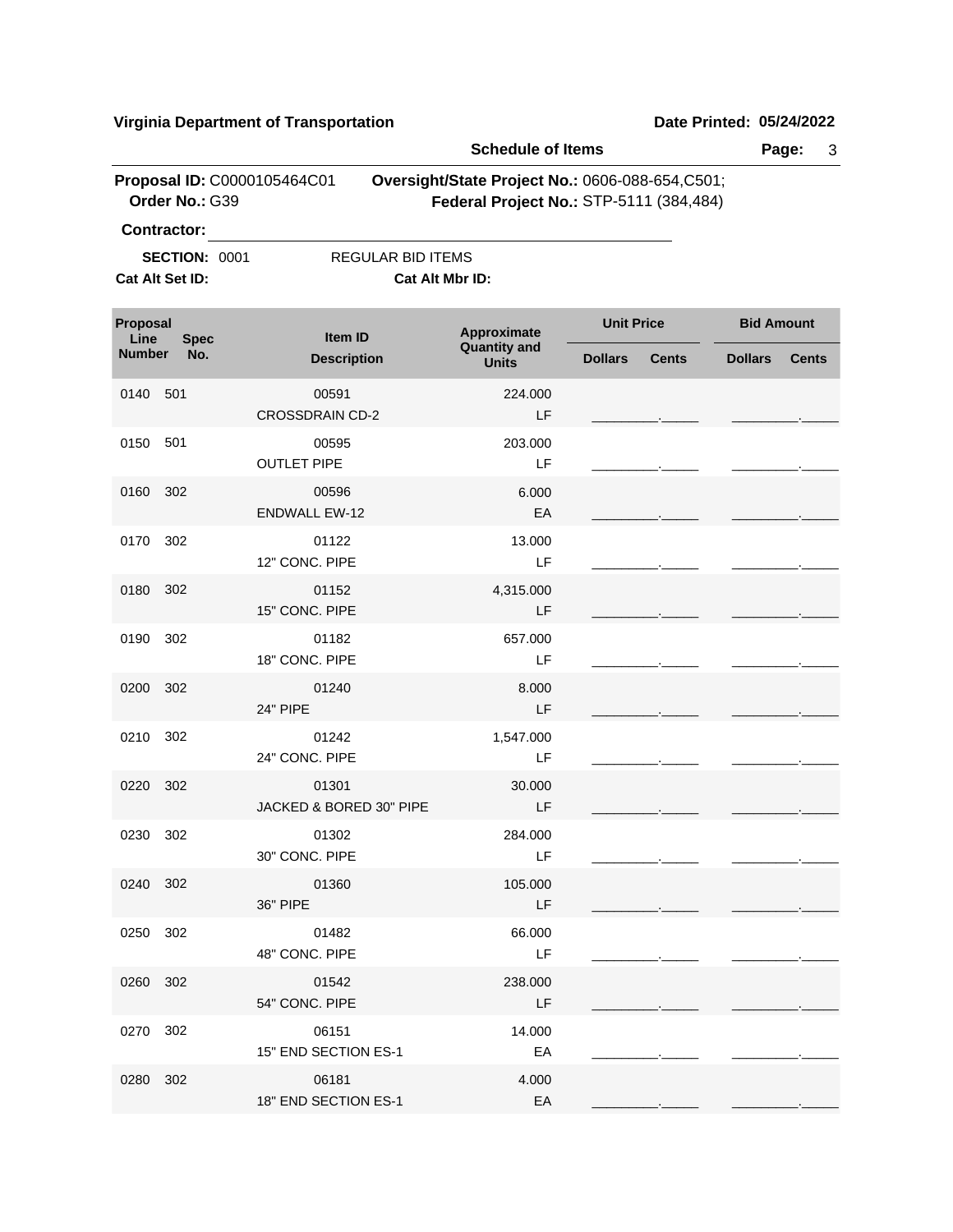**Virginia Department of Transportation** | **Date Printed: 05/24/2022**

**Schedule of Items**

**Proposal ID:** C0000105464C01 **Oversight/State Project No.:** 0606-088-654,C501;
**Order No.:** G39 **Federal Project No.:** STP-5111 (384,484)

**Contractor:** ______________________________

**SECTION:** 0001 REGULAR BID ITEMS

**Cat Alt Set ID:** **Cat Alt Mbr ID:**

| Proposal Line Number | Spec No. | Item ID / Description | Approximate Quantity and Units | Unit Price Dollars | Unit Price Cents | Bid Amount Dollars | Bid Amount Cents |
|---|---|---|---|---|---|---|---|
| 0140 | 501 | 00591 CROSSDRAIN CD-2 | 224.000 LF | | | | |
| 0150 | 501 | 00595 OUTLET PIPE | 203.000 LF | | | | |
| 0160 | 302 | 00596 ENDWALL EW-12 | 6.000 EA | | | | |
| 0170 | 302 | 01122 12" CONC. PIPE | 13.000 LF | | | | |
| 0180 | 302 | 01152 15" CONC. PIPE | 4,315.000 LF | | | | |
| 0190 | 302 | 01182 18" CONC. PIPE | 657.000 LF | | | | |
| 0200 | 302 | 01240 24" PIPE | 8.000 LF | | | | |
| 0210 | 302 | 01242 24" CONC. PIPE | 1,547.000 LF | | | | |
| 0220 | 302 | 01301 JACKED & BORED 30" PIPE | 30.000 LF | | | | |
| 0230 | 302 | 01302 30" CONC. PIPE | 284.000 LF | | | | |
| 0240 | 302 | 01360 36" PIPE | 105.000 LF | | | | |
| 0250 | 302 | 01482 48" CONC. PIPE | 66.000 LF | | | | |
| 0260 | 302 | 01542 54" CONC. PIPE | 238.000 LF | | | | |
| 0270 | 302 | 06151 15" END SECTION ES-1 | 14.000 EA | | | | |
| 0280 | 302 | 06181 18" END SECTION ES-1 | 4.000 EA | | | | |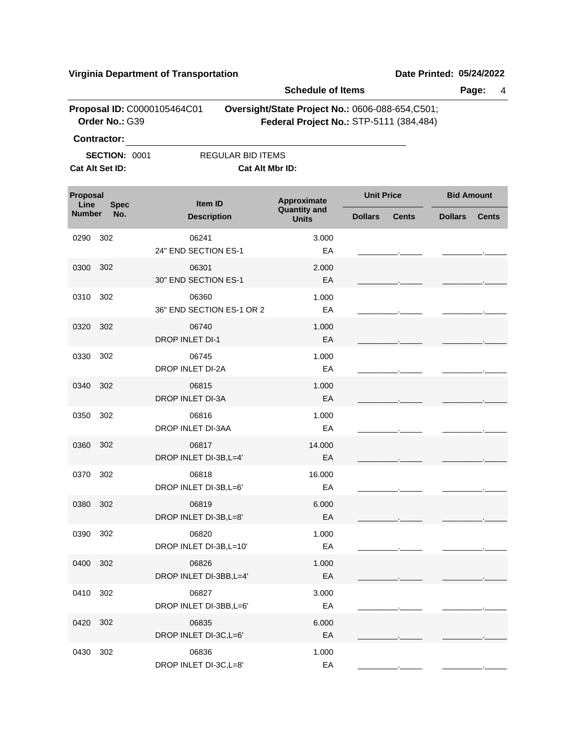**Virginia Department of Transportation** **Date Printed: 05/24/2022**

**Schedule of Items**

**Proposal ID:** C0000105464C01 **Oversight/State Project No.:** 0606-088-654,C501;
**Order No.:** G39 **Federal Project No.:** STP-5111 (384,484)

**Contractor:** ______________________________

**SECTION:** 0001 REGULAR BID ITEMS

**Cat Alt Set ID:** **Cat Alt Mbr ID:**

| Proposal Line Number | Spec No. | Item ID / Description | Approximate Quantity and Units | Unit Price Dollars | Unit Price Cents | Bid Amount Dollars | Bid Amount Cents |
|---|---|---|---|---|---|---|---|
| 0290 | 302 | 06241<br>24" END SECTION ES-1 | 3.000<br>EA | | | | |
| 0300 | 302 | 06301<br>30" END SECTION ES-1 | 2.000<br>EA | | | | |
| 0310 | 302 | 06360<br>36" END SECTION ES-1 OR 2 | 1.000<br>EA | | | | |
| 0320 | 302 | 06740<br>DROP INLET DI-1 | 1.000<br>EA | | | | |
| 0330 | 302 | 06745<br>DROP INLET DI-2A | 1.000<br>EA | | | | |
| 0340 | 302 | 06815<br>DROP INLET DI-3A | 1.000<br>EA | | | | |
| 0350 | 302 | 06816<br>DROP INLET DI-3AA | 1.000<br>EA | | | | |
| 0360 | 302 | 06817<br>DROP INLET DI-3B,L=4' | 14.000<br>EA | | | | |
| 0370 | 302 | 06818<br>DROP INLET DI-3B,L=6' | 16.000<br>EA | | | | |
| 0380 | 302 | 06819<br>DROP INLET DI-3B,L=8' | 6.000<br>EA | | | | |
| 0390 | 302 | 06820<br>DROP INLET DI-3B,L=10' | 1.000<br>EA | | | | |
| 0400 | 302 | 06826<br>DROP INLET DI-3BB,L=4' | 1.000<br>EA | | | | |
| 0410 | 302 | 06827<br>DROP INLET DI-3BB,L=6' | 3.000<br>EA | | | | |
| 0420 | 302 | 06835<br>DROP INLET DI-3C,L=6' | 6.000<br>EA | | | | |
| 0430 | 302 | 06836<br>DROP INLET DI-3C,L=8' | 1.000<br>EA | | | | |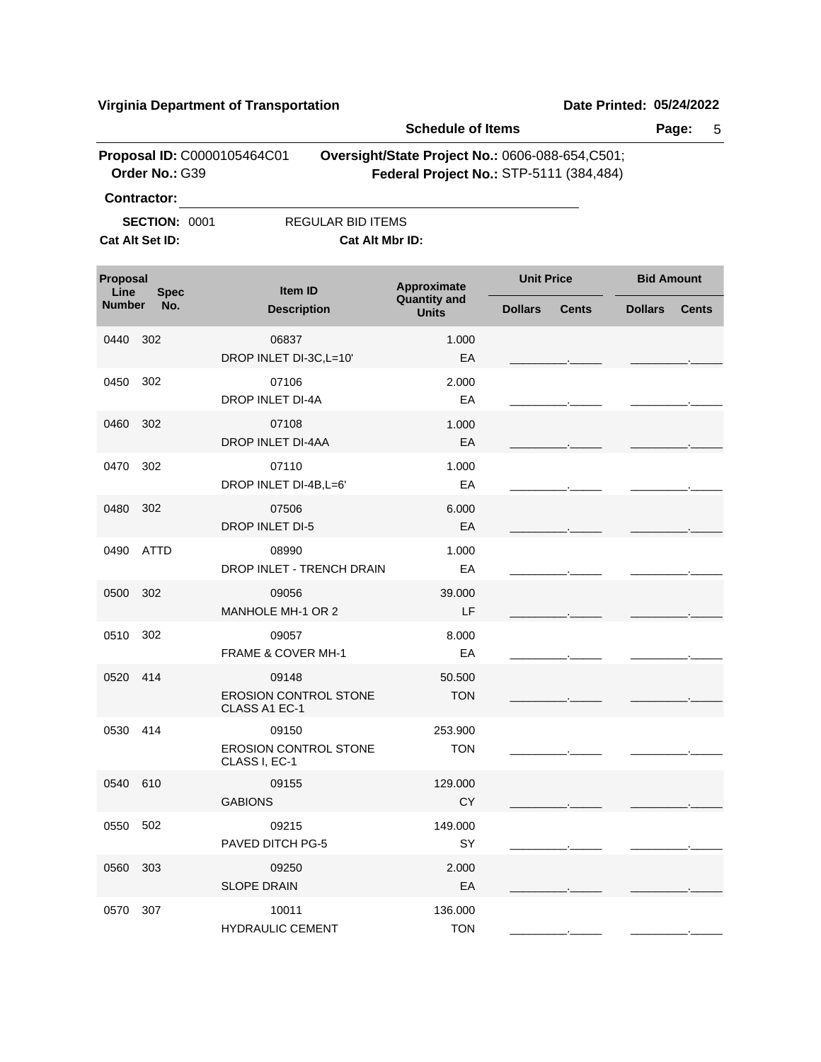**Virginia Department of Transportation** | **Date Printed: 05/24/2022**

**Schedule of Items**

**Proposal ID:** C0000105464C01 **Oversight/State Project No.:** 0606-088-654,C501;
**Order No.:** G39 **Federal Project No.:** STP-5111 (384,484)

**Contractor:** ____________________

**SECTION:** 0001 REGULAR BID ITEMS

**Cat Alt Set ID:** **Cat Alt Mbr ID:**

| Proposal Line Number | Spec No. | Item ID / Description | Approximate Quantity and Units | Unit Price Dollars | Unit Price Cents | Bid Amount Dollars | Bid Amount Cents |
|---|---|---|---|---|---|---|---|
| 0440 | 302 | 06837 DROP INLET DI-3C,L=10' | 1.000 EA | | | | |
| 0450 | 302 | 07106 DROP INLET DI-4A | 2.000 EA | | | | |
| 0460 | 302 | 07108 DROP INLET DI-4AA | 1.000 EA | | | | |
| 0470 | 302 | 07110 DROP INLET DI-4B,L=6' | 1.000 EA | | | | |
| 0480 | 302 | 07506 DROP INLET DI-5 | 6.000 EA | | | | |
| 0490 | ATTD | 08990 DROP INLET - TRENCH DRAIN | 1.000 EA | | | | |
| 0500 | 302 | 09056 MANHOLE MH-1 OR 2 | 39.000 LF | | | | |
| 0510 | 302 | 09057 FRAME & COVER MH-1 | 8.000 EA | | | | |
| 0520 | 414 | 09148 EROSION CONTROL STONE CLASS A1 EC-1 | 50.500 TON | | | | |
| 0530 | 414 | 09150 EROSION CONTROL STONE CLASS I, EC-1 | 253.900 TON | | | | |
| 0540 | 610 | 09155 GABIONS | 129.000 CY | | | | |
| 0550 | 502 | 09215 PAVED DITCH PG-5 | 149.000 SY | | | | |
| 0560 | 303 | 09250 SLOPE DRAIN | 2.000 EA | | | | |
| 0570 | 307 | 10011 HYDRAULIC CEMENT | 136.000 TON | | | | |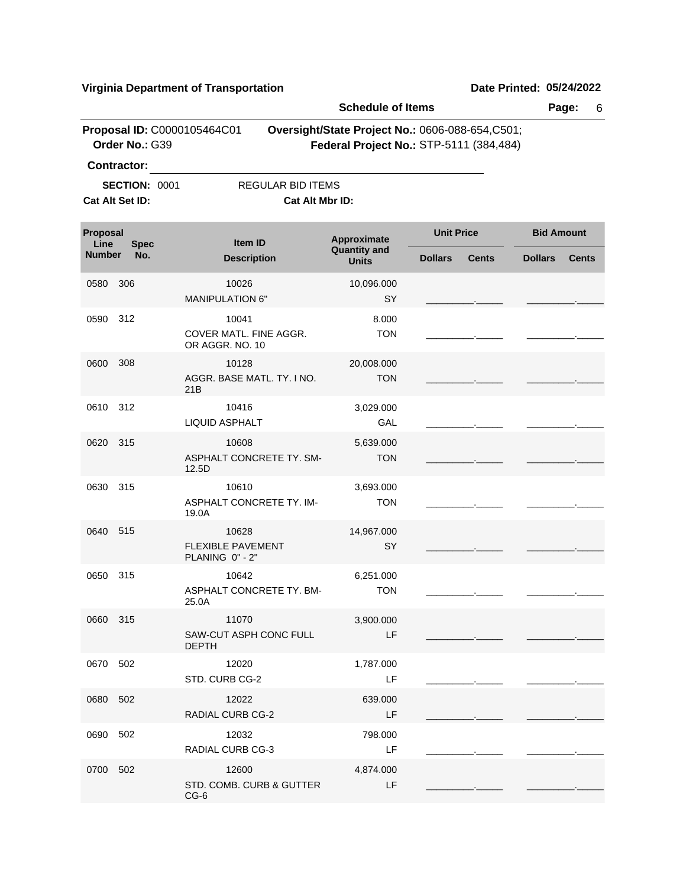**Virginia Department of Transportation** **Date Printed: 05/24/2022**

**Schedule of Items**

**Proposal ID:** C0000105464C01 **Oversight/State Project No.:** 0606-088-654,C501;
**Order No.:** G39 **Federal Project No.:** STP-5111 (384,484)

**Contractor:** ______________________________

**SECTION:** 0001 REGULAR BID ITEMS

**Cat Alt Set ID:** **Cat Alt Mbr ID:**

| Proposal Line Number | Spec No. | Item ID / Description | Approximate Quantity and Units | Unit Price Dollars | Unit Price Cents | Bid Amount Dollars | Bid Amount Cents |
|---|---|---|---|---|---|---|---|
| 0580 | 306 | 10026 MANIPULATION 6" | 10,096.000 SY | | | | |
| 0590 | 312 | 10041 COVER MATL. FINE AGGR. OR AGGR. NO. 10 | 8.000 TON | | | | |
| 0600 | 308 | 10128 AGGR. BASE MATL. TY. I NO. 21B | 20,008.000 TON | | | | |
| 0610 | 312 | 10416 LIQUID ASPHALT | 3,029.000 GAL | | | | |
| 0620 | 315 | 10608 ASPHALT CONCRETE TY. SM-12.5D | 5,639.000 TON | | | | |
| 0630 | 315 | 10610 ASPHALT CONCRETE TY. IM-19.0A | 3,693.000 TON | | | | |
| 0640 | 515 | 10628 FLEXIBLE PAVEMENT PLANING 0" - 2" | 14,967.000 SY | | | | |
| 0650 | 315 | 10642 ASPHALT CONCRETE TY. BM-25.0A | 6,251.000 TON | | | | |
| 0660 | 315 | 11070 SAW-CUT ASPH CONC FULL DEPTH | 3,900.000 LF | | | | |
| 0670 | 502 | 12020 STD. CURB CG-2 | 1,787.000 LF | | | | |
| 0680 | 502 | 12022 RADIAL CURB CG-2 | 639.000 LF | | | | |
| 0690 | 502 | 12032 RADIAL CURB CG-3 | 798.000 LF | | | | |
| 0700 | 502 | 12600 STD. COMB. CURB & GUTTER CG-6 | 4,874.000 LF | | | | |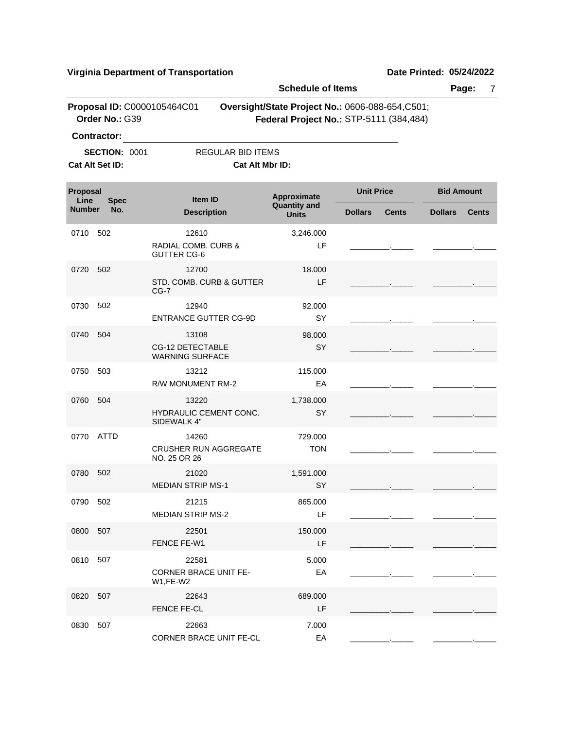**Virginia Department of Transportation** **Date Printed: 05/24/2022**

**Schedule of Items** **Page:** 7

**Proposal ID:** C0000105464C01 **Oversight/State Project No.:** 0606-088-654,C501;
**Order No.:** G39 **Federal Project No.:** STP-5111 (384,484)

**Contractor:** ______________________________

**SECTION:** 0001 REGULAR BID ITEMS
**Cat Alt Set ID:** **Cat Alt Mbr ID:**

| Proposal Line Number | Spec No. | Item ID / Description | Approximate Quantity and Units | Unit Price Dollars | Unit Price Cents | Bid Amount Dollars | Bid Amount Cents |
|---|---|---|---|---|---|---|---|
| 0710 | 502 | 12610 RADIAL COMB. CURB & GUTTER CG-6 | 3,246.000 LF | | | | |
| 0720 | 502 | 12700 STD. COMB. CURB & GUTTER CG-7 | 18.000 LF | | | | |
| 0730 | 502 | 12940 ENTRANCE GUTTER CG-9D | 92.000 SY | | | | |
| 0740 | 504 | 13108 CG-12 DETECTABLE WARNING SURFACE | 98.000 SY | | | | |
| 0750 | 503 | 13212 R/W MONUMENT RM-2 | 115.000 EA | | | | |
| 0760 | 504 | 13220 HYDRAULIC CEMENT CONC. SIDEWALK 4" | 1,738.000 SY | | | | |
| 0770 | ATTD | 14260 CRUSHER RUN AGGREGATE NO. 25 OR 26 | 729.000 TON | | | | |
| 0780 | 502 | 21020 MEDIAN STRIP MS-1 | 1,591.000 SY | | | | |
| 0790 | 502 | 21215 MEDIAN STRIP MS-2 | 865.000 LF | | | | |
| 0800 | 507 | 22501 FENCE FE-W1 | 150.000 LF | | | | |
| 0810 | 507 | 22581 CORNER BRACE UNIT FE-W1,FE-W2 | 5.000 EA | | | | |
| 0820 | 507 | 22643 FENCE FE-CL | 689.000 LF | | | | |
| 0830 | 507 | 22663 CORNER BRACE UNIT FE-CL | 7.000 EA | | | | |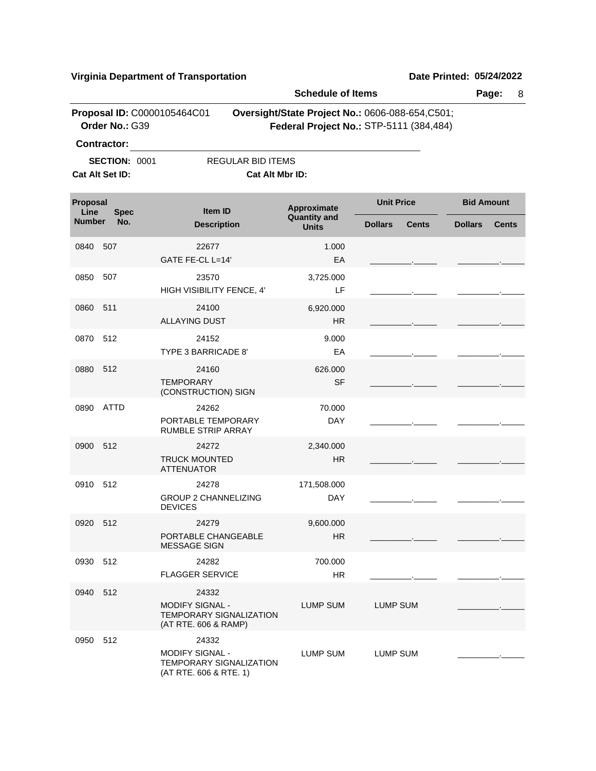**Virginia Department of Transportation** **Date Printed: 05/24/2022**

**Schedule of Items**

**Proposal ID:** C0000105464C01 **Oversight/State Project No.:** 0606-088-654,C501;
**Order No.:** G39 **Federal Project No.:** STP-5111 (384,484)

**Contractor:** ____________________

**SECTION:** 0001 REGULAR BID ITEMS

**Cat Alt Set ID:** **Cat Alt Mbr ID:**

| Proposal Line Number | Spec No. | Item ID / Description | Approximate Quantity and Units | Unit Price Dollars | Unit Price Cents | Bid Amount Dollars | Bid Amount Cents |
|---|---|---|---|---|---|---|---|
| 0840 | 507 | 22677 GATE FE-CL L=14' | 1.000 EA | ________ | _____ | ________ | _____ |
| 0850 | 507 | 23570 HIGH VISIBILITY FENCE, 4' | 3,725.000 LF | ________ | _____ | ________ | _____ |
| 0860 | 511 | 24100 ALLAYING DUST | 6,920.000 HR | ________ | _____ | ________ | _____ |
| 0870 | 512 | 24152 TYPE 3 BARRICADE 8' | 9.000 EA | ________ | _____ | ________ | _____ |
| 0880 | 512 | 24160 TEMPORARY (CONSTRUCTION) SIGN | 626.000 SF | ________ | _____ | ________ | _____ |
| 0890 | ATTD | 24262 PORTABLE TEMPORARY RUMBLE STRIP ARRAY | 70.000 DAY | ________ | _____ | ________ | _____ |
| 0900 | 512 | 24272 TRUCK MOUNTED ATTENUATOR | 2,340.000 HR | ________ | _____ | ________ | _____ |
| 0910 | 512 | 24278 GROUP 2 CHANNELIZING DEVICES | 171,508.000 DAY | ________ | _____ | ________ | _____ |
| 0920 | 512 | 24279 PORTABLE CHANGEABLE MESSAGE SIGN | 9,600.000 HR | ________ | _____ | ________ | _____ |
| 0930 | 512 | 24282 FLAGGER SERVICE | 700.000 HR | ________ | _____ | ________ | _____ |
| 0940 | 512 | 24332 MODIFY SIGNAL - TEMPORARY SIGNALIZATION (AT RTE. 606 & RAMP) | LUMP SUM | LUMP SUM | | ________ | _____ |
| 0950 | 512 | 24332 MODIFY SIGNAL - TEMPORARY SIGNALIZATION (AT RTE. 606 & RTE. 1) | LUMP SUM | LUMP SUM | | ________ | _____ |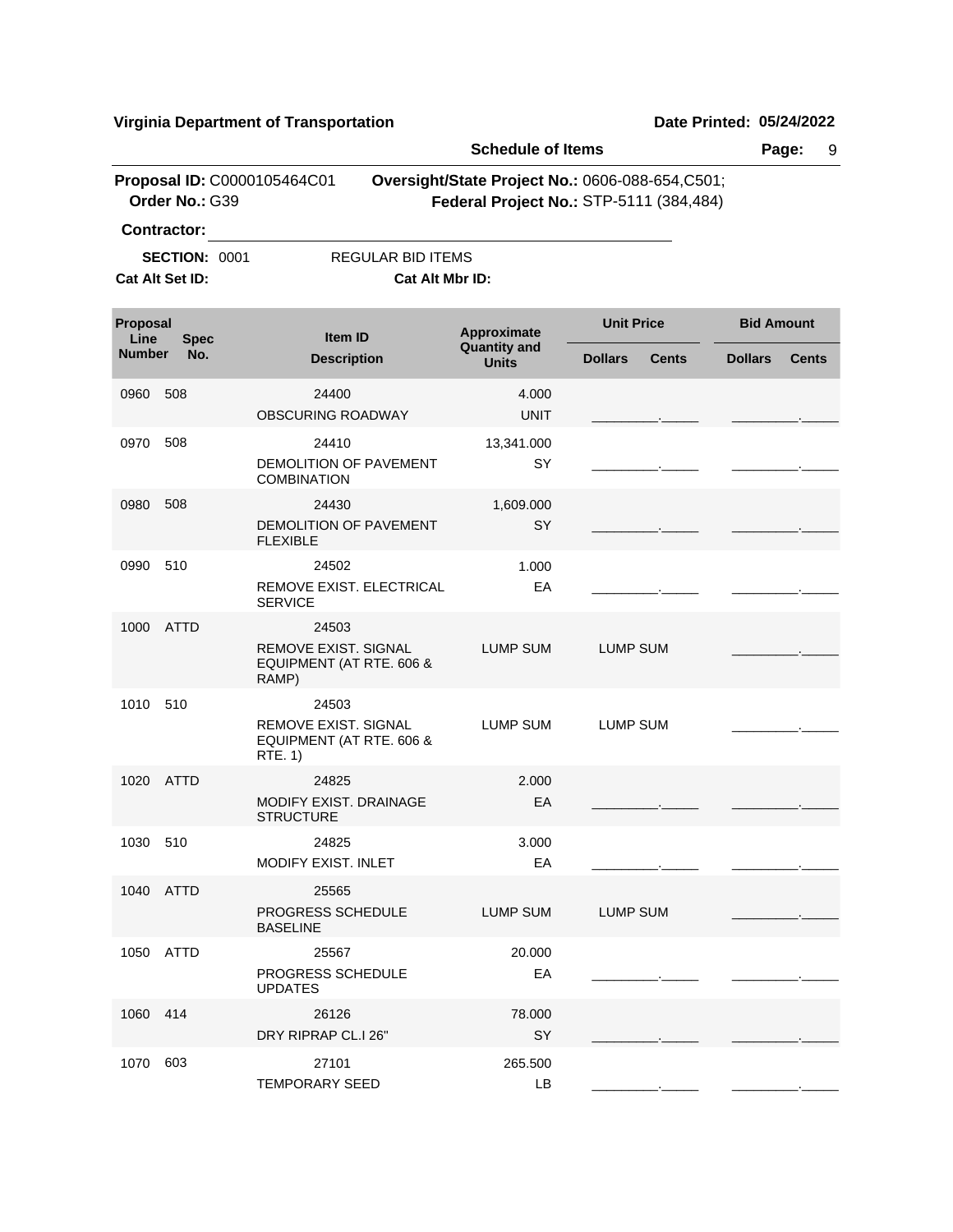**Virginia Department of Transportation** **Date Printed: 05/24/2022**

**Schedule of Items**

**Proposal ID:** C0000105464C01 **Oversight/State Project No.:** 0606-088-654,C501;
**Order No.:** G39 **Federal Project No.:** STP-5111 (384,484)

**Contractor:** ______________________________

**SECTION:** 0001 REGULAR BID ITEMS

**Cat Alt Set ID:** **Cat Alt Mbr ID:**

| Proposal Line Number | Spec No. | Item ID / Description | Approximate Quantity and Units | Unit Price Dollars | Unit Price Cents | Bid Amount Dollars | Bid Amount Cents |
|---|---|---|---|---|---|---|---|
| 0960 | 508 | 24400 OBSCURING ROADWAY | 4.000 UNIT | ________ | _____ | ________ | _____ |
| 0970 | 508 | 24410 DEMOLITION OF PAVEMENT COMBINATION | 13,341.000 SY | ________ | _____ | ________ | _____ |
| 0980 | 508 | 24430 DEMOLITION OF PAVEMENT FLEXIBLE | 1,609.000 SY | ________ | _____ | ________ | _____ |
| 0990 | 510 | 24502 REMOVE EXIST. ELECTRICAL SERVICE | 1.000 EA | ________ | _____ | ________ | _____ |
| 1000 | ATTD | 24503 REMOVE EXIST. SIGNAL EQUIPMENT (AT RTE. 606 & RAMP) | LUMP SUM | LUMP SUM | | ________ | _____ |
| 1010 | 510 | 24503 REMOVE EXIST. SIGNAL EQUIPMENT (AT RTE. 606 & RTE. 1) | LUMP SUM | LUMP SUM | | ________ | _____ |
| 1020 | ATTD | 24825 MODIFY EXIST. DRAINAGE STRUCTURE | 2.000 EA | ________ | _____ | ________ | _____ |
| 1030 | 510 | 24825 MODIFY EXIST. INLET | 3.000 EA | ________ | _____ | ________ | _____ |
| 1040 | ATTD | 25565 PROGRESS SCHEDULE BASELINE | LUMP SUM | LUMP SUM | | ________ | _____ |
| 1050 | ATTD | 25567 PROGRESS SCHEDULE UPDATES | 20.000 EA | ________ | _____ | ________ | _____ |
| 1060 | 414 | 26126 DRY RIPRAP CL.I 26" | 78.000 SY | ________ | _____ | ________ | _____ |
| 1070 | 603 | 27101 TEMPORARY SEED | 265.500 LB | ________ | _____ | ________ | _____ |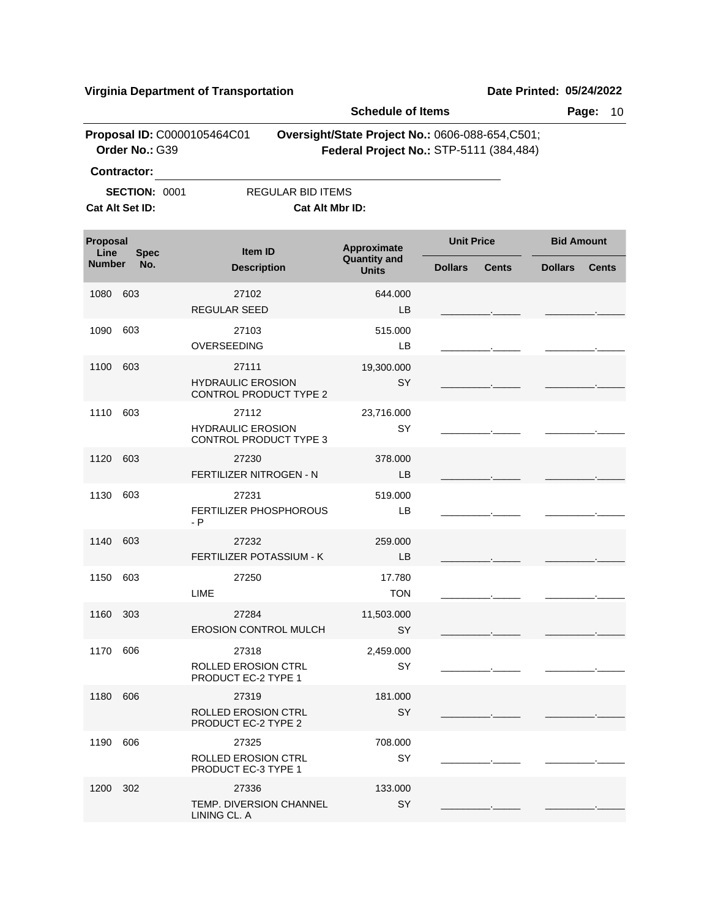**Virginia Department of Transportation** | **Date Printed: 05/24/2022**

**Schedule of Items**

**Proposal ID:** C0000105464C01 **Oversight/State Project No.:** 0606-088-654,C501;
**Order No.:** G39 **Federal Project No.:** STP-5111 (384,484)

**Contractor:** ____________________

**SECTION:** 0001 REGULAR BID ITEMS

**Cat Alt Set ID:** **Cat Alt Mbr ID:**

| Proposal Line Number | Spec No. | Item ID / Description | Approximate Quantity and Units | Unit Price Dollars | Unit Price Cents | Bid Amount Dollars | Bid Amount Cents |
|---|---|---|---|---|---|---|---|
| 1080 | 603 | 27102<br>REGULAR SEED | 644.000<br>LB | | | | |
| 1090 | 603 | 27103<br>OVERSEEDING | 515.000<br>LB | | | | |
| 1100 | 603 | 27111<br>HYDRAULIC EROSION CONTROL PRODUCT TYPE 2 | 19,300.000<br>SY | | | | |
| 1110 | 603 | 27112<br>HYDRAULIC EROSION CONTROL PRODUCT TYPE 3 | 23,716.000<br>SY | | | | |
| 1120 | 603 | 27230<br>FERTILIZER NITROGEN - N | 378.000<br>LB | | | | |
| 1130 | 603 | 27231<br>FERTILIZER PHOSPHOROUS - P | 519.000<br>LB | | | | |
| 1140 | 603 | 27232<br>FERTILIZER POTASSIUM - K | 259.000<br>LB | | | | |
| 1150 | 603 | 27250<br>LIME | 17.780<br>TON | | | | |
| 1160 | 303 | 27284<br>EROSION CONTROL MULCH | 11,503.000<br>SY | | | | |
| 1170 | 606 | 27318<br>ROLLED EROSION CTRL PRODUCT EC-2 TYPE 1 | 2,459.000<br>SY | | | | |
| 1180 | 606 | 27319<br>ROLLED EROSION CTRL PRODUCT EC-2 TYPE 2 | 181.000<br>SY | | | | |
| 1190 | 606 | 27325<br>ROLLED EROSION CTRL PRODUCT EC-3 TYPE 1 | 708.000<br>SY | | | | |
| 1200 | 302 | 27336<br>TEMP. DIVERSION CHANNEL LINING CL. A | 133.000<br>SY | | | | |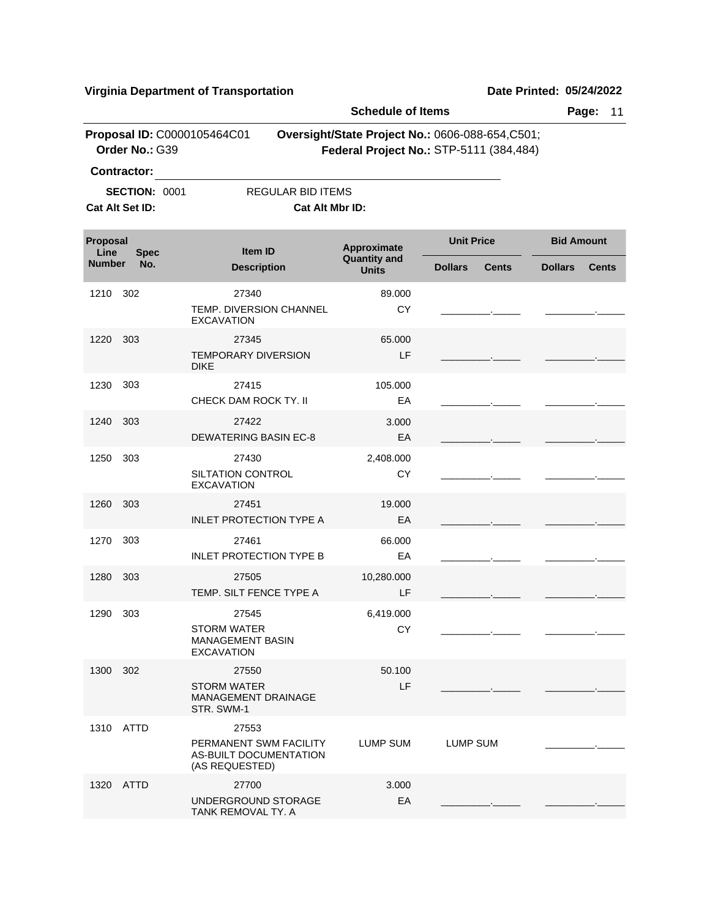**Virginia Department of Transportation** | **Date Printed: 05/24/2022**

**Schedule of Items**

**Proposal ID:** C0000105464C01 **Oversight/State Project No.:** 0606-088-654,C501;
**Order No.:** G39 **Federal Project No.:** STP-5111 (384,484)

**Contractor:** ______________________________

**SECTION:** 0001 REGULAR BID ITEMS

**Cat Alt Set ID:** **Cat Alt Mbr ID:**

| Proposal Line Number | Spec No. | Item ID / Description | Approximate Quantity and Units | Unit Price Dollars | Unit Price Cents | Bid Amount Dollars | Bid Amount Cents |
|---|---|---|---|---|---|---|---|
| 1210 | 302 | 27340 TEMP. DIVERSION CHANNEL EXCAVATION | 89.000 CY | _________ | _____ | _________ | _____ |
| 1220 | 303 | 27345 TEMPORARY DIVERSION DIKE | 65.000 LF | _________ | _____ | _________ | _____ |
| 1230 | 303 | 27415 CHECK DAM ROCK TY. II | 105.000 EA | _________ | _____ | _________ | _____ |
| 1240 | 303 | 27422 DEWATERING BASIN EC-8 | 3.000 EA | _________ | _____ | _________ | _____ |
| 1250 | 303 | 27430 SILTATION CONTROL EXCAVATION | 2,408.000 CY | _________ | _____ | _________ | _____ |
| 1260 | 303 | 27451 INLET PROTECTION TYPE A | 19.000 EA | _________ | _____ | _________ | _____ |
| 1270 | 303 | 27461 INLET PROTECTION TYPE B | 66.000 EA | _________ | _____ | _________ | _____ |
| 1280 | 303 | 27505 TEMP. SILT FENCE TYPE A | 10,280.000 LF | _________ | _____ | _________ | _____ |
| 1290 | 303 | 27545 STORM WATER MANAGEMENT BASIN EXCAVATION | 6,419.000 CY | _________ | _____ | _________ | _____ |
| 1300 | 302 | 27550 STORM WATER MANAGEMENT DRAINAGE STR. SWM-1 | 50.100 LF | _________ | _____ | _________ | _____ |
| 1310 | ATTD | 27553 PERMANENT SWM FACILITY AS-BUILT DOCUMENTATION (AS REQUESTED) | LUMP SUM | LUMP SUM | | _________ | _____ |
| 1320 | ATTD | 27700 UNDERGROUND STORAGE TANK REMOVAL TY. A | 3.000 EA | _________ | _____ | _________ | _____ |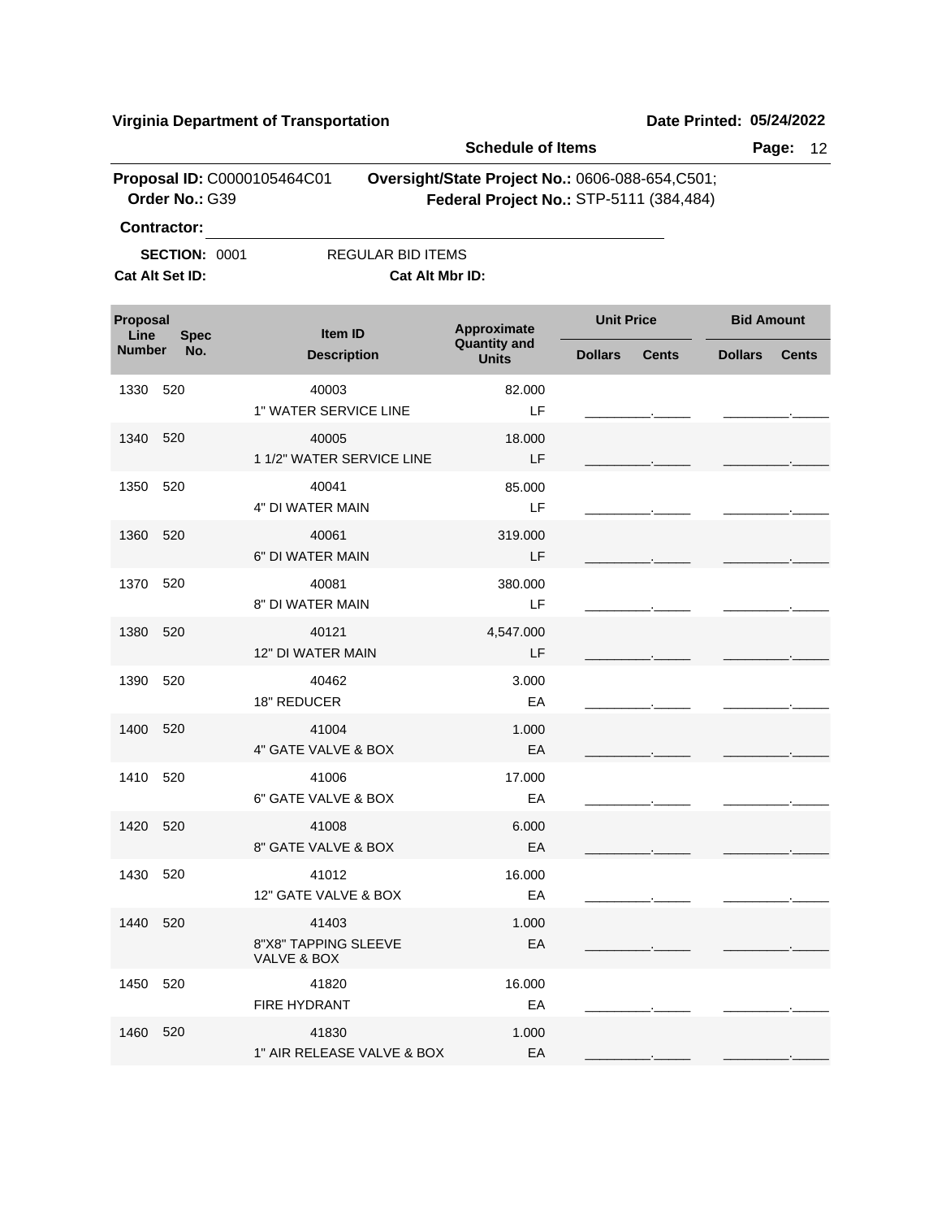**Virginia Department of Transportation** **Date Printed: 05/24/2022**

**Schedule of Items**

**Proposal ID:** C0000105464C01 **Oversight/State Project No.:** 0606-088-654,C501;
**Order No.:** G39 **Federal Project No.:** STP-5111 (384,484)

**Contractor:** ______________________________

**SECTION:** 0001 REGULAR BID ITEMS

**Cat Alt Set ID:** **Cat Alt Mbr ID:**

| Proposal Line Number | Spec No. | Item ID / Description | Approximate Quantity and Units | Unit Price Dollars | Unit Price Cents | Bid Amount Dollars | Bid Amount Cents |
|---|---|---|---|---|---|---|---|
| 1330 | 520 | 40003<br>1" WATER SERVICE LINE | 82.000<br>LF | | | | |
| 1340 | 520 | 40005<br>1 1/2" WATER SERVICE LINE | 18.000<br>LF | | | | |
| 1350 | 520 | 40041<br>4" DI WATER MAIN | 85.000<br>LF | | | | |
| 1360 | 520 | 40061<br>6" DI WATER MAIN | 319.000<br>LF | | | | |
| 1370 | 520 | 40081<br>8" DI WATER MAIN | 380.000<br>LF | | | | |
| 1380 | 520 | 40121<br>12" DI WATER MAIN | 4,547.000<br>LF | | | | |
| 1390 | 520 | 40462<br>18" REDUCER | 3.000<br>EA | | | | |
| 1400 | 520 | 41004<br>4" GATE VALVE & BOX | 1.000<br>EA | | | | |
| 1410 | 520 | 41006<br>6" GATE VALVE & BOX | 17.000<br>EA | | | | |
| 1420 | 520 | 41008<br>8" GATE VALVE & BOX | 6.000<br>EA | | | | |
| 1430 | 520 | 41012<br>12" GATE VALVE & BOX | 16.000<br>EA | | | | |
| 1440 | 520 | 41403<br>8"X8" TAPPING SLEEVE VALVE & BOX | 1.000<br>EA | | | | |
| 1450 | 520 | 41820<br>FIRE HYDRANT | 16.000<br>EA | | | | |
| 1460 | 520 | 41830<br>1" AIR RELEASE VALVE & BOX | 1.000<br>EA | | | | |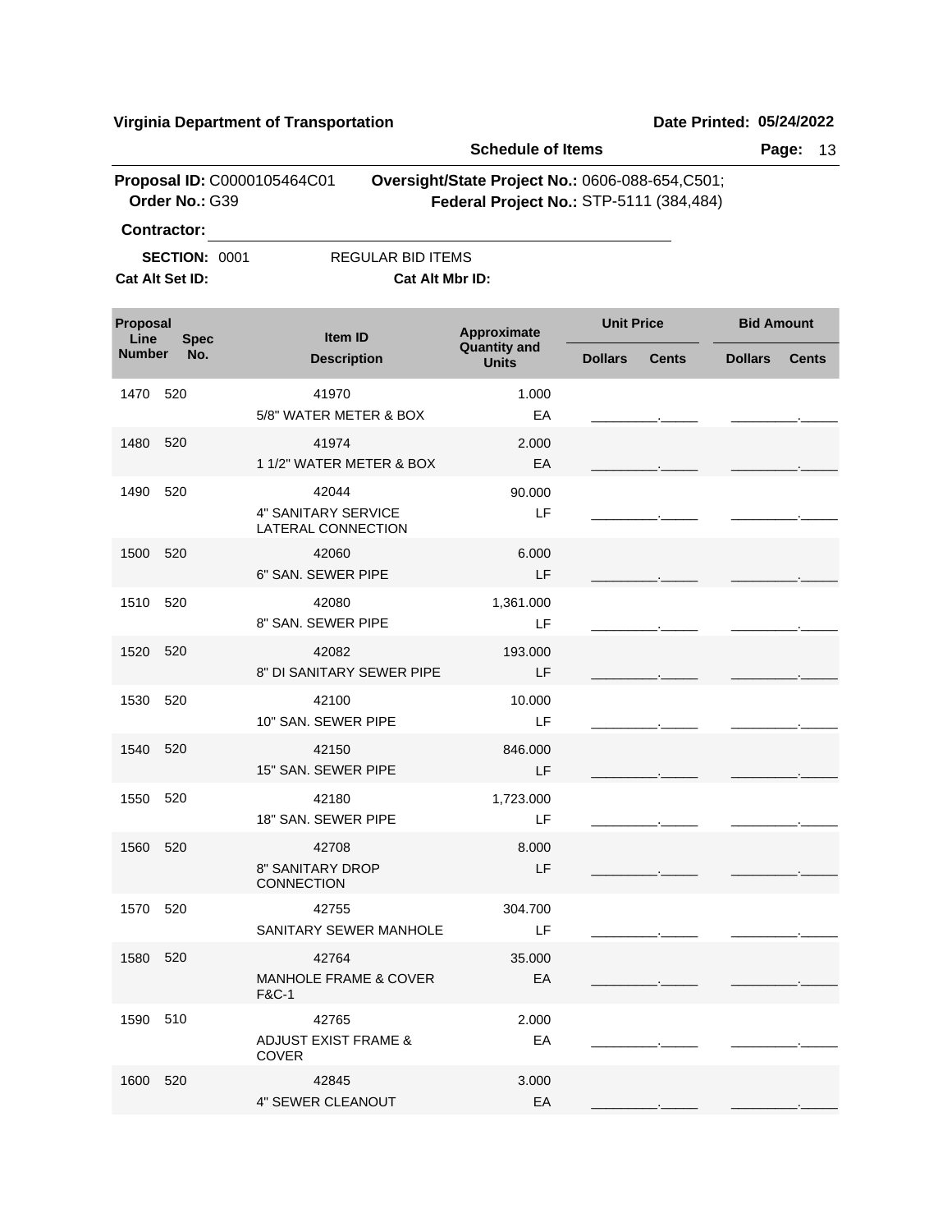**Virginia Department of Transportation** **Date Printed: 05/24/2022**

**Schedule of Items**

**Proposal ID:** C0000105464C01 **Oversight/State Project No.:** 0606-088-654,C501;
**Order No.:** G39 **Federal Project No.:** STP-5111 (384,484)

**Contractor:** ______________________________

**SECTION:** 0001 REGULAR BID ITEMS

**Cat Alt Set ID:** **Cat Alt Mbr ID:**

| Proposal Line Number | Spec No. | Item ID / Description | Approximate Quantity and Units | Unit Price Dollars | Unit Price Cents | Bid Amount Dollars | Bid Amount Cents |
|---|---|---|---|---|---|---|---|
| 1470 | 520 | 41970<br>5/8" WATER METER & BOX | 1.000<br>EA | | | | |
| 1480 | 520 | 41974<br>1 1/2" WATER METER & BOX | 2.000<br>EA | | | | |
| 1490 | 520 | 42044<br>4" SANITARY SERVICE LATERAL CONNECTION | 90.000<br>LF | | | | |
| 1500 | 520 | 42060<br>6" SAN. SEWER PIPE | 6.000<br>LF | | | | |
| 1510 | 520 | 42080<br>8" SAN. SEWER PIPE | 1,361.000<br>LF | | | | |
| 1520 | 520 | 42082<br>8" DI SANITARY SEWER PIPE | 193.000<br>LF | | | | |
| 1530 | 520 | 42100<br>10" SAN. SEWER PIPE | 10.000<br>LF | | | | |
| 1540 | 520 | 42150<br>15" SAN. SEWER PIPE | 846.000<br>LF | | | | |
| 1550 | 520 | 42180<br>18" SAN. SEWER PIPE | 1,723.000<br>LF | | | | |
| 1560 | 520 | 42708<br>8" SANITARY DROP CONNECTION | 8.000<br>LF | | | | |
| 1570 | 520 | 42755<br>SANITARY SEWER MANHOLE | 304.700<br>LF | | | | |
| 1580 | 520 | 42764<br>MANHOLE FRAME & COVER F&C-1 | 35.000<br>EA | | | | |
| 1590 | 510 | 42765<br>ADJUST EXIST FRAME & COVER | 2.000<br>EA | | | | |
| 1600 | 520 | 42845<br>4" SEWER CLEANOUT | 3.000<br>EA | | | | |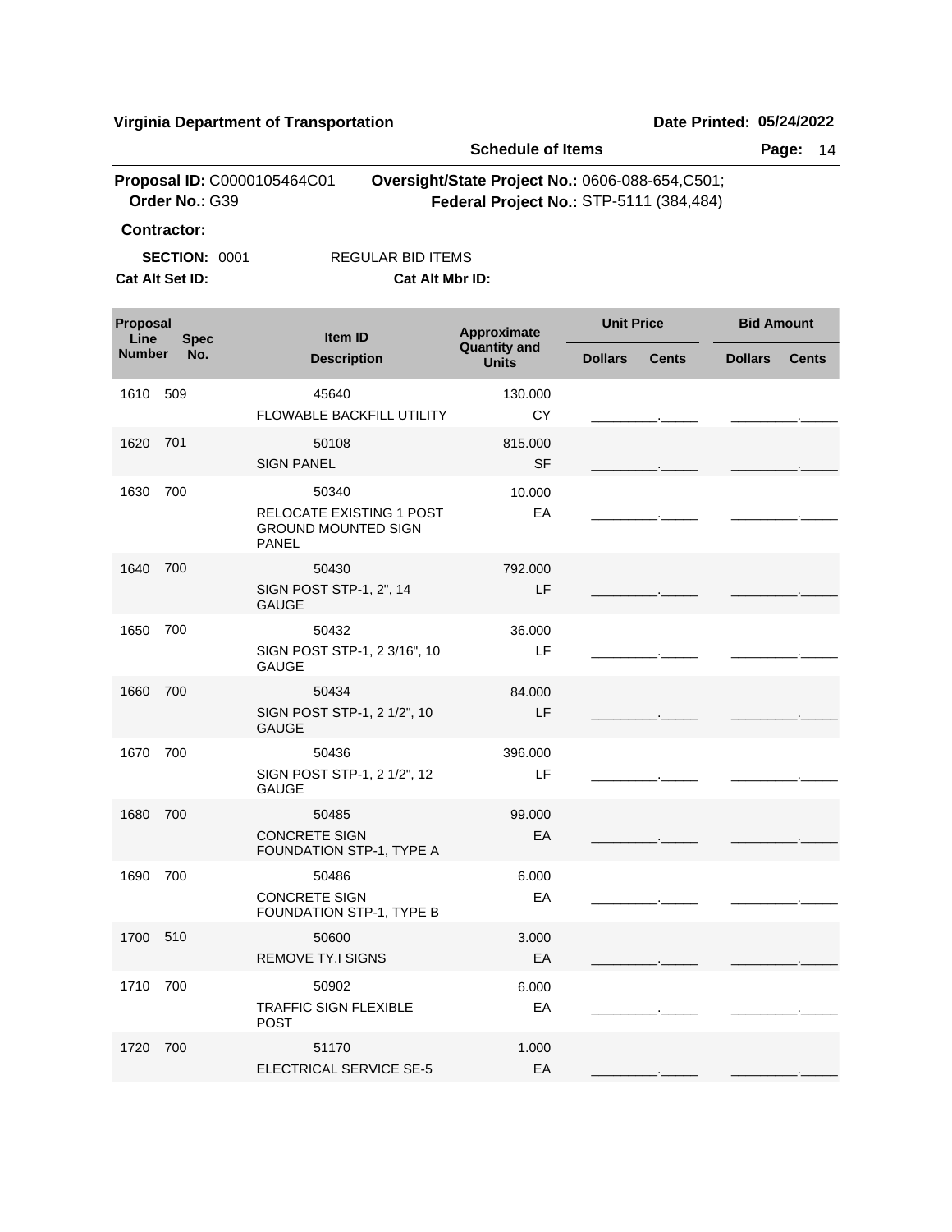**Virginia Department of Transportation** **Date Printed: 05/24/2022**

**Schedule of Items**

**Proposal ID:** C0000105464C01 **Oversight/State Project No.:** 0606-088-654,C501;
**Order No.:** G39 **Federal Project No.:** STP-5111 (384,484)

**Contractor:** ____________________

**SECTION:** 0001 REGULAR BID ITEMS

**Cat Alt Set ID:** **Cat Alt Mbr ID:**

| Proposal Line Number | Spec No. | Item ID / Description | Approximate Quantity and Units | Unit Price Dollars | Unit Price Cents | Bid Amount Dollars | Bid Amount Cents |
|---|---|---|---|---|---|---|---|
| 1610 | 509 | 45640<br>FLOWABLE BACKFILL UTILITY | 130.000<br>CY | | | | |
| 1620 | 701 | 50108<br>SIGN PANEL | 815.000<br>SF | | | | |
| 1630 | 700 | 50340<br>RELOCATE EXISTING 1 POST GROUND MOUNTED SIGN PANEL | 10.000<br>EA | | | | |
| 1640 | 700 | 50430<br>SIGN POST STP-1, 2", 14 GAUGE | 792.000<br>LF | | | | |
| 1650 | 700 | 50432<br>SIGN POST STP-1, 2 3/16", 10 GAUGE | 36.000<br>LF | | | | |
| 1660 | 700 | 50434<br>SIGN POST STP-1, 2 1/2", 10 GAUGE | 84.000<br>LF | | | | |
| 1670 | 700 | 50436<br>SIGN POST STP-1, 2 1/2", 12 GAUGE | 396.000<br>LF | | | | |
| 1680 | 700 | 50485<br>CONCRETE SIGN FOUNDATION STP-1, TYPE A | 99.000<br>EA | | | | |
| 1690 | 700 | 50486<br>CONCRETE SIGN FOUNDATION STP-1, TYPE B | 6.000<br>EA | | | | |
| 1700 | 510 | 50600<br>REMOVE TY.I SIGNS | 3.000<br>EA | | | | |
| 1710 | 700 | 50902<br>TRAFFIC SIGN FLEXIBLE POST | 6.000<br>EA | | | | |
| 1720 | 700 | 51170<br>ELECTRICAL SERVICE SE-5 | 1.000<br>EA | | | | |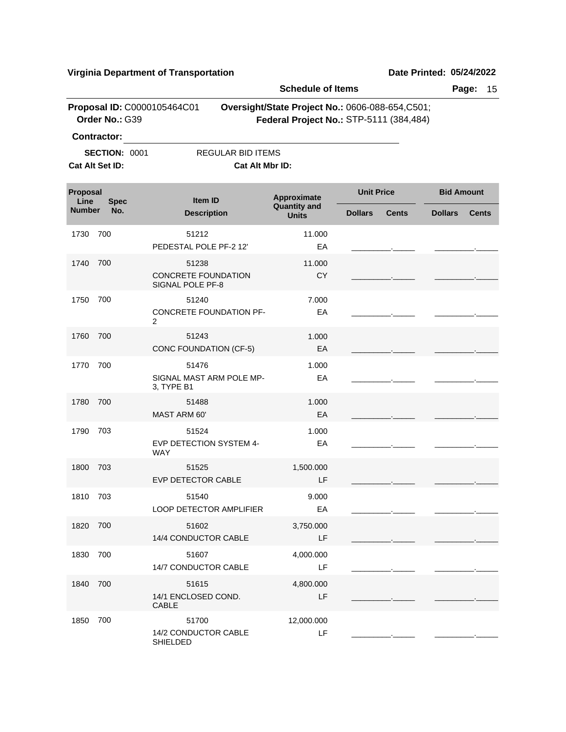**Virginia Department of Transportation** — **Date Printed: 05/24/2022**

**Schedule of Items**

**Proposal ID:** C0000105464C01 **Oversight/State Project No.:** 0606-088-654,C501;
**Order No.:** G39 **Federal Project No.:** STP-5111 (384,484)

**Contractor:** ____________________

**SECTION:** 0001 REGULAR BID ITEMS

**Cat Alt Set ID:** **Cat Alt Mbr ID:**

| Proposal Line Number | Spec No. | Item ID / Description | Approximate Quantity and Units | Unit Price Dollars | Unit Price Cents | Bid Amount Dollars | Bid Amount Cents |
|---|---|---|---|---|---|---|---|
| 1730 | 700 | 51212 PEDESTAL POLE PF-2 12' | 11.000 EA | | | | |
| 1740 | 700 | 51238 CONCRETE FOUNDATION SIGNAL POLE PF-8 | 11.000 CY | | | | |
| 1750 | 700 | 51240 CONCRETE FOUNDATION PF-2 | 7.000 EA | | | | |
| 1760 | 700 | 51243 CONC FOUNDATION (CF-5) | 1.000 EA | | | | |
| 1770 | 700 | 51476 SIGNAL MAST ARM POLE MP-3, TYPE B1 | 1.000 EA | | | | |
| 1780 | 700 | 51488 MAST ARM 60' | 1.000 EA | | | | |
| 1790 | 703 | 51524 EVP DETECTION SYSTEM 4-WAY | 1.000 EA | | | | |
| 1800 | 703 | 51525 EVP DETECTOR CABLE | 1,500.000 LF | | | | |
| 1810 | 703 | 51540 LOOP DETECTOR AMPLIFIER | 9.000 EA | | | | |
| 1820 | 700 | 51602 14/4 CONDUCTOR CABLE | 3,750.000 LF | | | | |
| 1830 | 700 | 51607 14/7 CONDUCTOR CABLE | 4,000.000 LF | | | | |
| 1840 | 700 | 51615 14/1 ENCLOSED COND. CABLE | 4,800.000 LF | | | | |
| 1850 | 700 | 51700 14/2 CONDUCTOR CABLE SHIELDED | 12,000.000 LF | | | | |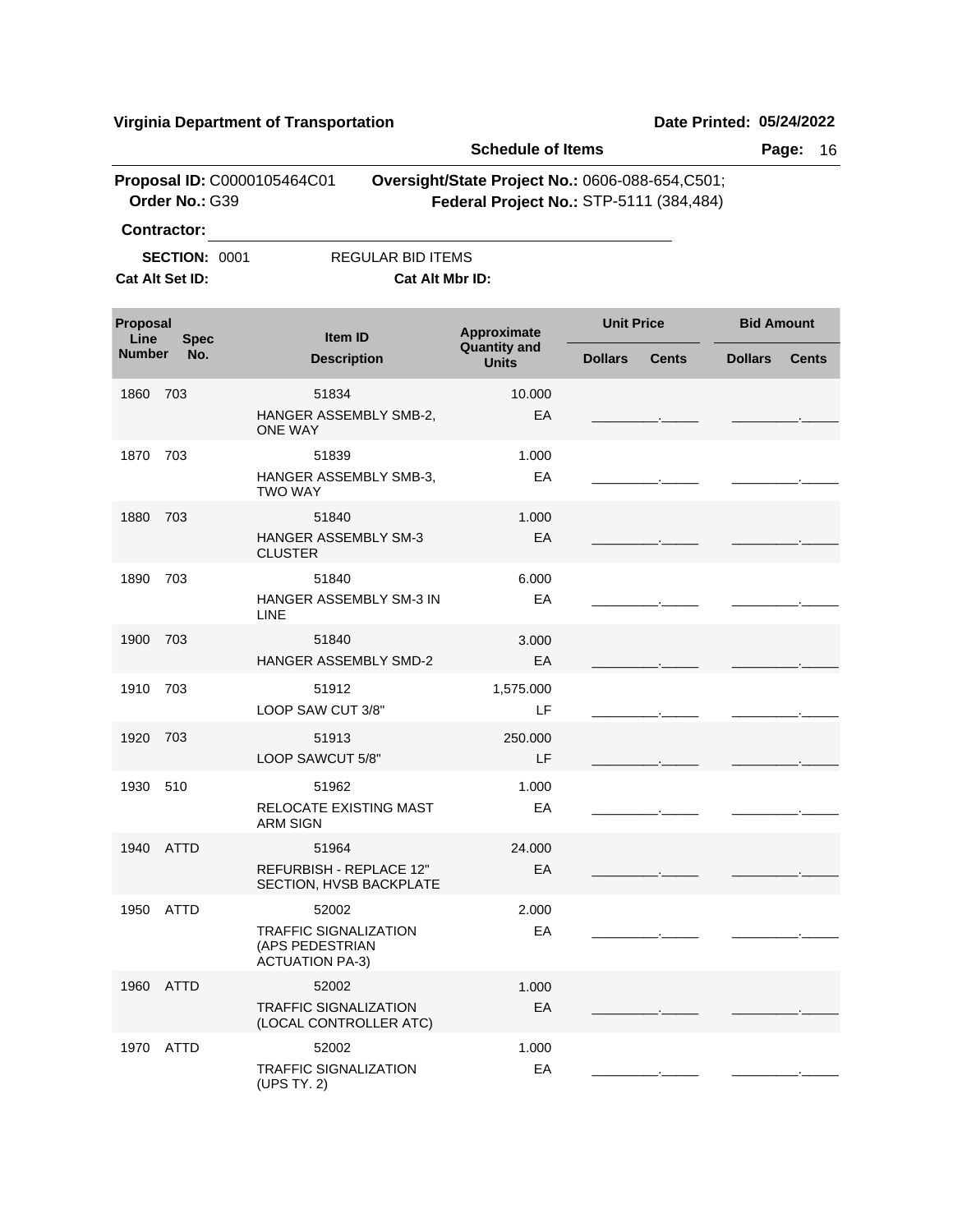**Virginia Department of Transportation** **Date Printed: 05/24/2022**

**Schedule of Items** **Page:** 16

**Proposal ID:** C0000105464C01 **Oversight/State Project No.:** 0606-088-654,C501;
**Order No.:** G39 **Federal Project No.:** STP-5111 (384,484)

**Contractor:** ______________________________

**SECTION:** 0001 REGULAR BID ITEMS

**Cat Alt Set ID:** **Cat Alt Mbr ID:**

| Proposal Line Number | Spec No. | Item ID / Description | Approximate Quantity and Units | Unit Price Dollars | Unit Price Cents | Bid Amount Dollars | Bid Amount Cents |
|---|---|---|---|---|---|---|---|
| 1860 | 703 | 51834<br>HANGER ASSEMBLY SMB-2, ONE WAY | 10.000<br>EA | ________ | _____ | ________ | _____ |
| 1870 | 703 | 51839<br>HANGER ASSEMBLY SMB-3, TWO WAY | 1.000<br>EA | ________ | _____ | ________ | _____ |
| 1880 | 703 | 51840<br>HANGER ASSEMBLY SM-3 CLUSTER | 1.000<br>EA | ________ | _____ | ________ | _____ |
| 1890 | 703 | 51840<br>HANGER ASSEMBLY SM-3 IN LINE | 6.000<br>EA | ________ | _____ | ________ | _____ |
| 1900 | 703 | 51840<br>HANGER ASSEMBLY SMD-2 | 3.000<br>EA | ________ | _____ | ________ | _____ |
| 1910 | 703 | 51912<br>LOOP SAW CUT 3/8" | 1,575.000<br>LF | ________ | _____ | ________ | _____ |
| 1920 | 703 | 51913<br>LOOP SAWCUT 5/8" | 250.000<br>LF | ________ | _____ | ________ | _____ |
| 1930 | 510 | 51962<br>RELOCATE EXISTING MAST ARM SIGN | 1.000<br>EA | ________ | _____ | ________ | _____ |
| 1940 | ATTD | 51964<br>REFURBISH - REPLACE 12" SECTION, HVSB BACKPLATE | 24.000<br>EA | ________ | _____ | ________ | _____ |
| 1950 | ATTD | 52002<br>TRAFFIC SIGNALIZATION (APS PEDESTRIAN ACTUATION PA-3) | 2.000<br>EA | ________ | _____ | ________ | _____ |
| 1960 | ATTD | 52002<br>TRAFFIC SIGNALIZATION (LOCAL CONTROLLER ATC) | 1.000<br>EA | ________ | _____ | ________ | _____ |
| 1970 | ATTD | 52002<br>TRAFFIC SIGNALIZATION (UPS TY. 2) | 1.000<br>EA | ________ | _____ | ________ | _____ |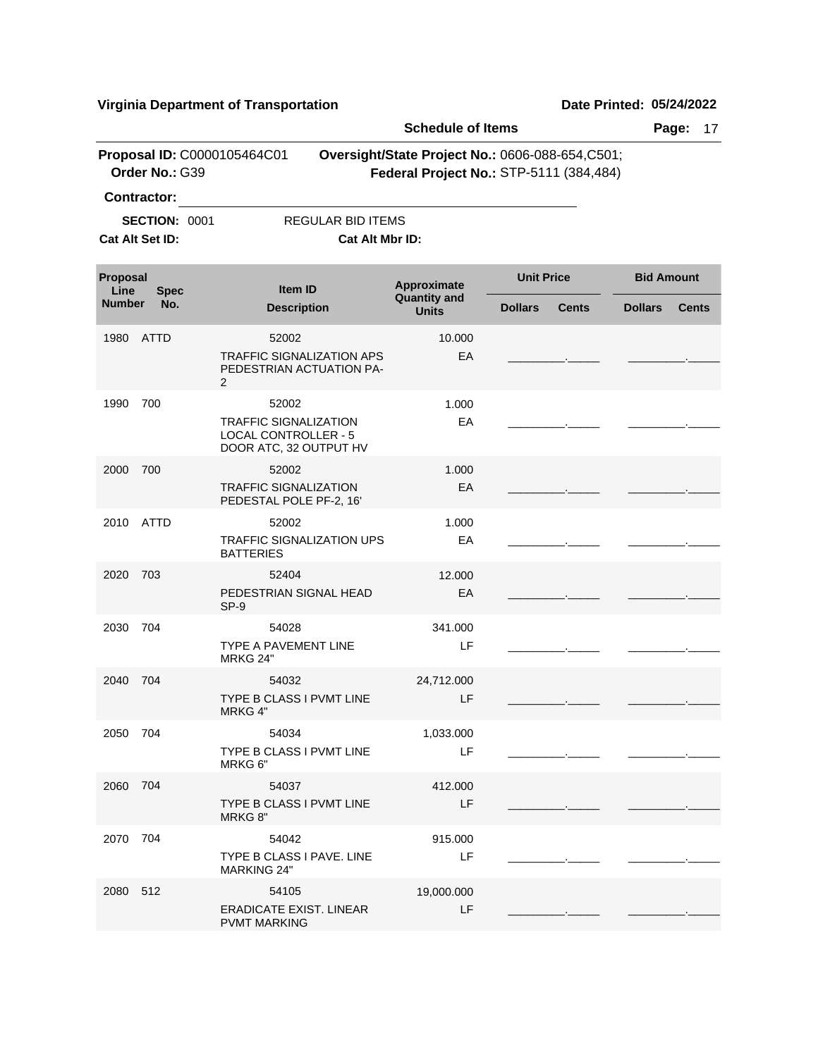**Virginia Department of Transportation** **Date Printed: 05/24/2022**

**Schedule of Items**

**Proposal ID:** C0000105464C01 **Oversight/State Project No.:** 0606-088-654,C501;
**Order No.:** G39 **Federal Project No.:** STP-5111 (384,484)

**Contractor:** ______________________________

**SECTION:** 0001 REGULAR BID ITEMS

**Cat Alt Set ID:** **Cat Alt Mbr ID:**

| Proposal Line Number | Spec No. | Item ID / Description | Approximate Quantity and Units | Unit Price Dollars | Unit Price Cents | Bid Amount Dollars | Bid Amount Cents |
|---|---|---|---|---|---|---|---|
| 1980 | ATTD | 52002<br>TRAFFIC SIGNALIZATION APS PEDESTRIAN ACTUATION PA-2 | 10.000<br>EA | | | | |
| 1990 | 700 | 52002<br>TRAFFIC SIGNALIZATION LOCAL CONTROLLER - 5 DOOR ATC, 32 OUTPUT HV | 1.000<br>EA | | | | |
| 2000 | 700 | 52002<br>TRAFFIC SIGNALIZATION PEDESTAL POLE PF-2, 16' | 1.000<br>EA | | | | |
| 2010 | ATTD | 52002<br>TRAFFIC SIGNALIZATION UPS BATTERIES | 1.000<br>EA | | | | |
| 2020 | 703 | 52404<br>PEDESTRIAN SIGNAL HEAD SP-9 | 12.000<br>EA | | | | |
| 2030 | 704 | 54028<br>TYPE A PAVEMENT LINE MRKG 24" | 341.000<br>LF | | | | |
| 2040 | 704 | 54032<br>TYPE B CLASS I PVMT LINE MRKG 4" | 24,712.000<br>LF | | | | |
| 2050 | 704 | 54034<br>TYPE B CLASS I PVMT LINE MRKG 6" | 1,033.000<br>LF | | | | |
| 2060 | 704 | 54037<br>TYPE B CLASS I PVMT LINE MRKG 8" | 412.000<br>LF | | | | |
| 2070 | 704 | 54042<br>TYPE B CLASS I PAVE. LINE MARKING 24" | 915.000<br>LF | | | | |
| 2080 | 512 | 54105<br>ERADICATE EXIST. LINEAR PVMT MARKING | 19,000.000<br>LF | | | | |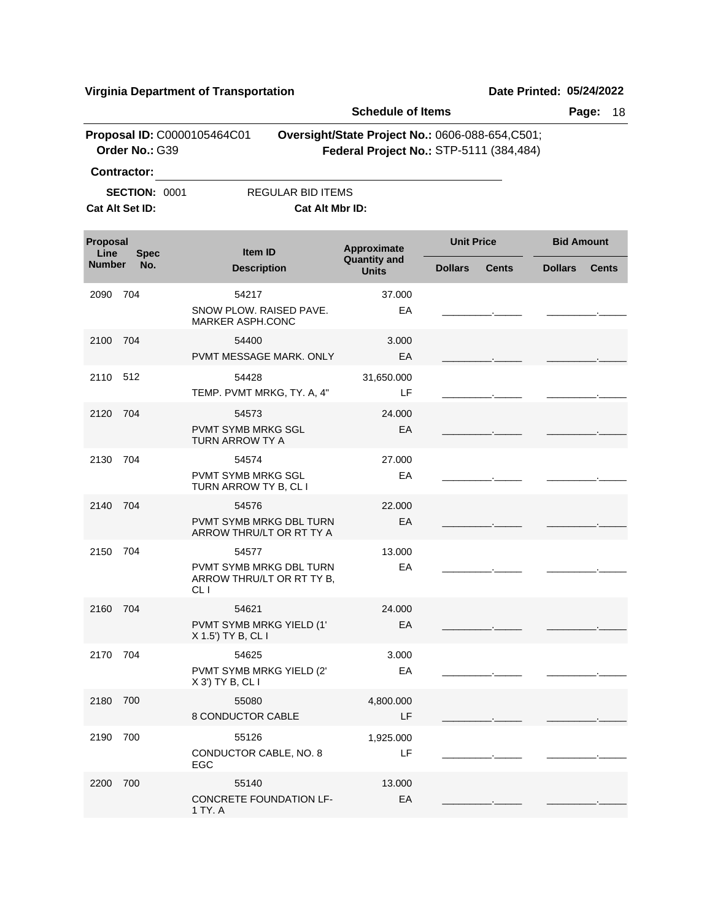**Virginia Department of Transportation** **Date Printed: 05/24/2022**

**Schedule of Items** **Page:** 18

**Proposal ID:** C0000105464C01 **Oversight/State Project No.:** 0606-088-654,C501;
**Order No.:** G39 **Federal Project No.:** STP-5111 (384,484)

**Contractor:** ______________________________

**SECTION:** 0001 REGULAR BID ITEMS

**Cat Alt Set ID:** **Cat Alt Mbr ID:**

| Proposal Line Number | Spec No. | Item ID / Description | Approximate Quantity and Units | Unit Price Dollars | Unit Price Cents | Bid Amount Dollars | Bid Amount Cents |
|---|---|---|---|---|---|---|---|
| 2090 | 704 | 54217<br>SNOW PLOW. RAISED PAVE. MARKER ASPH.CONC | 37.000<br>EA | | | | |
| 2100 | 704 | 54400<br>PVMT MESSAGE MARK. ONLY | 3.000<br>EA | | | | |
| 2110 | 512 | 54428<br>TEMP. PVMT MRKG, TY. A, 4" | 31,650.000<br>LF | | | | |
| 2120 | 704 | 54573<br>PVMT SYMB MRKG SGL TURN ARROW TY A | 24.000<br>EA | | | | |
| 2130 | 704 | 54574<br>PVMT SYMB MRKG SGL TURN ARROW TY B, CL I | 27.000<br>EA | | | | |
| 2140 | 704 | 54576<br>PVMT SYMB MRKG DBL TURN ARROW THRU/LT OR RT TY A | 22.000<br>EA | | | | |
| 2150 | 704 | 54577<br>PVMT SYMB MRKG DBL TURN ARROW THRU/LT OR RT TY B, CL I | 13.000<br>EA | | | | |
| 2160 | 704 | 54621<br>PVMT SYMB MRKG YIELD (1' X 1.5') TY B, CL I | 24.000<br>EA | | | | |
| 2170 | 704 | 54625<br>PVMT SYMB MRKG YIELD (2' X 3') TY B, CL I | 3.000<br>EA | | | | |
| 2180 | 700 | 55080<br>8 CONDUCTOR CABLE | 4,800.000<br>LF | | | | |
| 2190 | 700 | 55126<br>CONDUCTOR CABLE, NO. 8 EGC | 1,925.000<br>LF | | | | |
| 2200 | 700 | 55140<br>CONCRETE FOUNDATION LF-1 TY. A | 13.000<br>EA | | | | |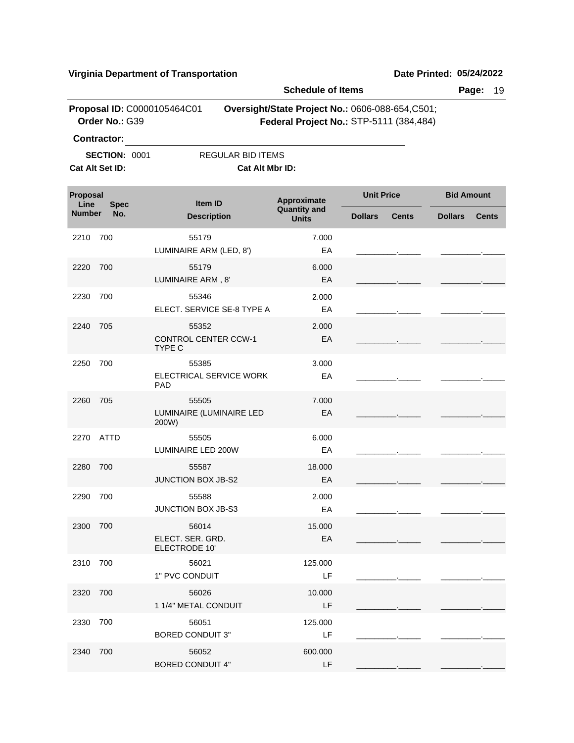**Virginia Department of Transportation** | **Date Printed: 05/24/2022**

**Schedule of Items**

**Proposal ID:** C0000105464C01
**Order No.:** G39

**Oversight/State Project No.:** 0606-088-654,C501;
**Federal Project No.:** STP-5111 (384,484)

**Contractor:** ______________________________

**SECTION:** 0001 REGULAR BID ITEMS

**Cat Alt Set ID:** **Cat Alt Mbr ID:**

| Proposal Line Number | Spec No. | Item ID / Description | Approximate Quantity and Units | Unit Price Dollars | Unit Price Cents | Bid Amount Dollars | Bid Amount Cents |
|---|---|---|---|---|---|---|---|
| 2210 | 700 | 55179<br>LUMINAIRE ARM (LED, 8') | 7.000<br>EA | | | | |
| 2220 | 700 | 55179<br>LUMINAIRE ARM , 8' | 6.000<br>EA | | | | |
| 2230 | 700 | 55346<br>ELECT. SERVICE SE-8 TYPE A | 2.000<br>EA | | | | |
| 2240 | 705 | 55352<br>CONTROL CENTER CCW-1 TYPE C | 2.000<br>EA | | | | |
| 2250 | 700 | 55385<br>ELECTRICAL SERVICE WORK PAD | 3.000<br>EA | | | | |
| 2260 | 705 | 55505<br>LUMINAIRE (LUMINAIRE LED 200W) | 7.000<br>EA | | | | |
| 2270 | ATTD | 55505<br>LUMINAIRE LED 200W | 6.000<br>EA | | | | |
| 2280 | 700 | 55587<br>JUNCTION BOX JB-S2 | 18.000<br>EA | | | | |
| 2290 | 700 | 55588<br>JUNCTION BOX JB-S3 | 2.000<br>EA | | | | |
| 2300 | 700 | 56014<br>ELECT. SER. GRD. ELECTRODE 10' | 15.000<br>EA | | | | |
| 2310 | 700 | 56021<br>1" PVC CONDUIT | 125.000<br>LF | | | | |
| 2320 | 700 | 56026<br>1 1/4" METAL CONDUIT | 10.000<br>LF | | | | |
| 2330 | 700 | 56051<br>BORED CONDUIT 3" | 125.000<br>LF | | | | |
| 2340 | 700 | 56052<br>BORED CONDUIT 4" | 600.000<br>LF | | | | |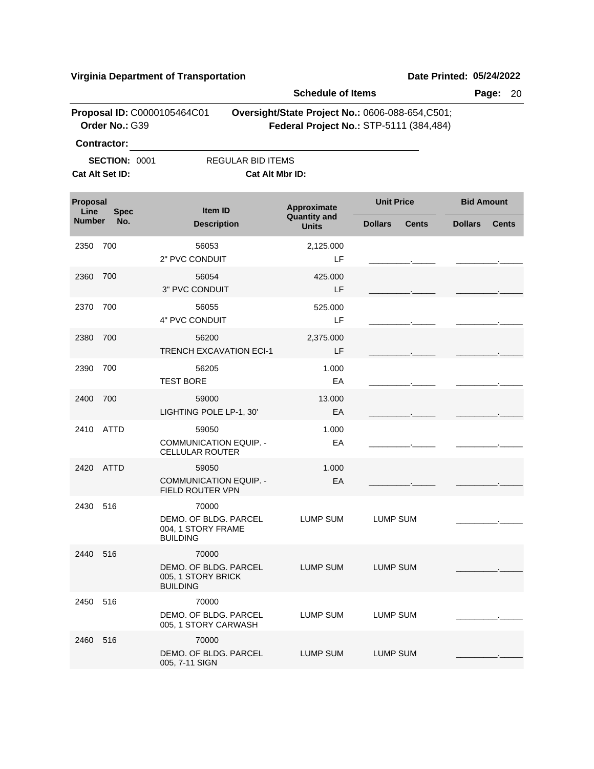**Virginia Department of Transportation** **Date Printed: 05/24/2022**

**Schedule of Items**

**Proposal ID:** C0000105464C01 **Oversight/State Project No.:** 0606-088-654,C501;
**Order No.:** G39 **Federal Project No.:** STP-5111 (384,484)

**Contractor:** ______________________________

**SECTION:** 0001 REGULAR BID ITEMS

**Cat Alt Set ID:** **Cat Alt Mbr ID:**

| Proposal Line Number | Spec No. | Item ID / Description | Approximate Quantity and Units | Unit Price Dollars | Unit Price Cents | Bid Amount Dollars | Bid Amount Cents |
|---|---|---|---|---|---|---|---|
| 2350 | 700 | 56053 2" PVC CONDUIT | 2,125.000 LF | ________ | _____ | ________ | _____ |
| 2360 | 700 | 56054 3" PVC CONDUIT | 425.000 LF | ________ | _____ | ________ | _____ |
| 2370 | 700 | 56055 4" PVC CONDUIT | 525.000 LF | ________ | _____ | ________ | _____ |
| 2380 | 700 | 56200 TRENCH EXCAVATION ECI-1 | 2,375.000 LF | ________ | _____ | ________ | _____ |
| 2390 | 700 | 56205 TEST BORE | 1.000 EA | ________ | _____ | ________ | _____ |
| 2400 | 700 | 59000 LIGHTING POLE LP-1, 30' | 13.000 EA | ________ | _____ | ________ | _____ |
| 2410 | ATTD | 59050 COMMUNICATION EQUIP. - CELLULAR ROUTER | 1.000 EA | ________ | _____ | ________ | _____ |
| 2420 | ATTD | 59050 COMMUNICATION EQUIP. - FIELD ROUTER VPN | 1.000 EA | ________ | _____ | ________ | _____ |
| 2430 | 516 | 70000 DEMO. OF BLDG. PARCEL 004, 1 STORY FRAME BUILDING | LUMP SUM | LUMP SUM | | ________ | _____ |
| 2440 | 516 | 70000 DEMO. OF BLDG. PARCEL 005, 1 STORY BRICK BUILDING | LUMP SUM | LUMP SUM | | ________ | _____ |
| 2450 | 516 | 70000 DEMO. OF BLDG. PARCEL 005, 1 STORY CARWASH | LUMP SUM | LUMP SUM | | ________ | _____ |
| 2460 | 516 | 70000 DEMO. OF BLDG. PARCEL 005, 7-11 SIGN | LUMP SUM | LUMP SUM | | ________ | _____ |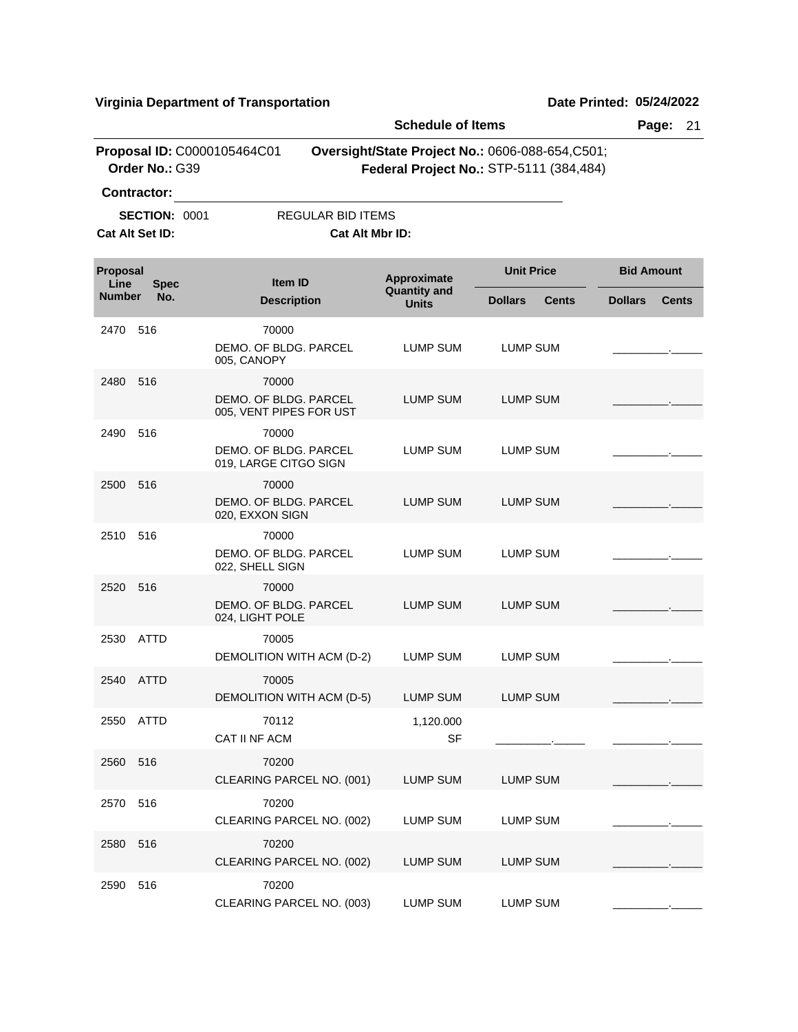**Virginia Department of Transportation** **Date Printed: 05/24/2022**

**Schedule of Items**

**Proposal ID:** C0000105464C01 **Oversight/State Project No.:** 0606-088-654,C501;
**Order No.:** G39 **Federal Project No.:** STP-5111 (384,484)

**Contractor:** ______________________________

**SECTION:** 0001 REGULAR BID ITEMS

**Cat Alt Set ID:** **Cat Alt Mbr ID:**

| Proposal Line Number | Spec No. | Item ID / Description | Approximate Quantity and Units | Unit Price Dollars | Unit Price Cents | Bid Amount Dollars | Bid Amount Cents |
|---|---|---|---|---|---|---|---|
| 2470 | 516 | 70000 DEMO. OF BLDG. PARCEL 005, CANOPY | LUMP SUM | LUMP SUM | | ________ | _____ |
| 2480 | 516 | 70000 DEMO. OF BLDG. PARCEL 005, VENT PIPES FOR UST | LUMP SUM | LUMP SUM | | ________ | _____ |
| 2490 | 516 | 70000 DEMO. OF BLDG. PARCEL 019, LARGE CITGO SIGN | LUMP SUM | LUMP SUM | | ________ | _____ |
| 2500 | 516 | 70000 DEMO. OF BLDG. PARCEL 020, EXXON SIGN | LUMP SUM | LUMP SUM | | ________ | _____ |
| 2510 | 516 | 70000 DEMO. OF BLDG. PARCEL 022, SHELL SIGN | LUMP SUM | LUMP SUM | | ________ | _____ |
| 2520 | 516 | 70000 DEMO. OF BLDG. PARCEL 024, LIGHT POLE | LUMP SUM | LUMP SUM | | ________ | _____ |
| 2530 | ATTD | 70005 DEMOLITION WITH ACM (D-2) | LUMP SUM | LUMP SUM | | ________ | _____ |
| 2540 | ATTD | 70005 DEMOLITION WITH ACM (D-5) | LUMP SUM | LUMP SUM | | ________ | _____ |
| 2550 | ATTD | 70112 CAT II NF ACM | 1,120.000 SF | ________ | _____ | ________ | _____ |
| 2560 | 516 | 70200 CLEARING PARCEL NO. (001) | LUMP SUM | LUMP SUM | | ________ | _____ |
| 2570 | 516 | 70200 CLEARING PARCEL NO. (002) | LUMP SUM | LUMP SUM | | ________ | _____ |
| 2580 | 516 | 70200 CLEARING PARCEL NO. (002) | LUMP SUM | LUMP SUM | | ________ | _____ |
| 2590 | 516 | 70200 CLEARING PARCEL NO. (003) | LUMP SUM | LUMP SUM | | ________ | _____ |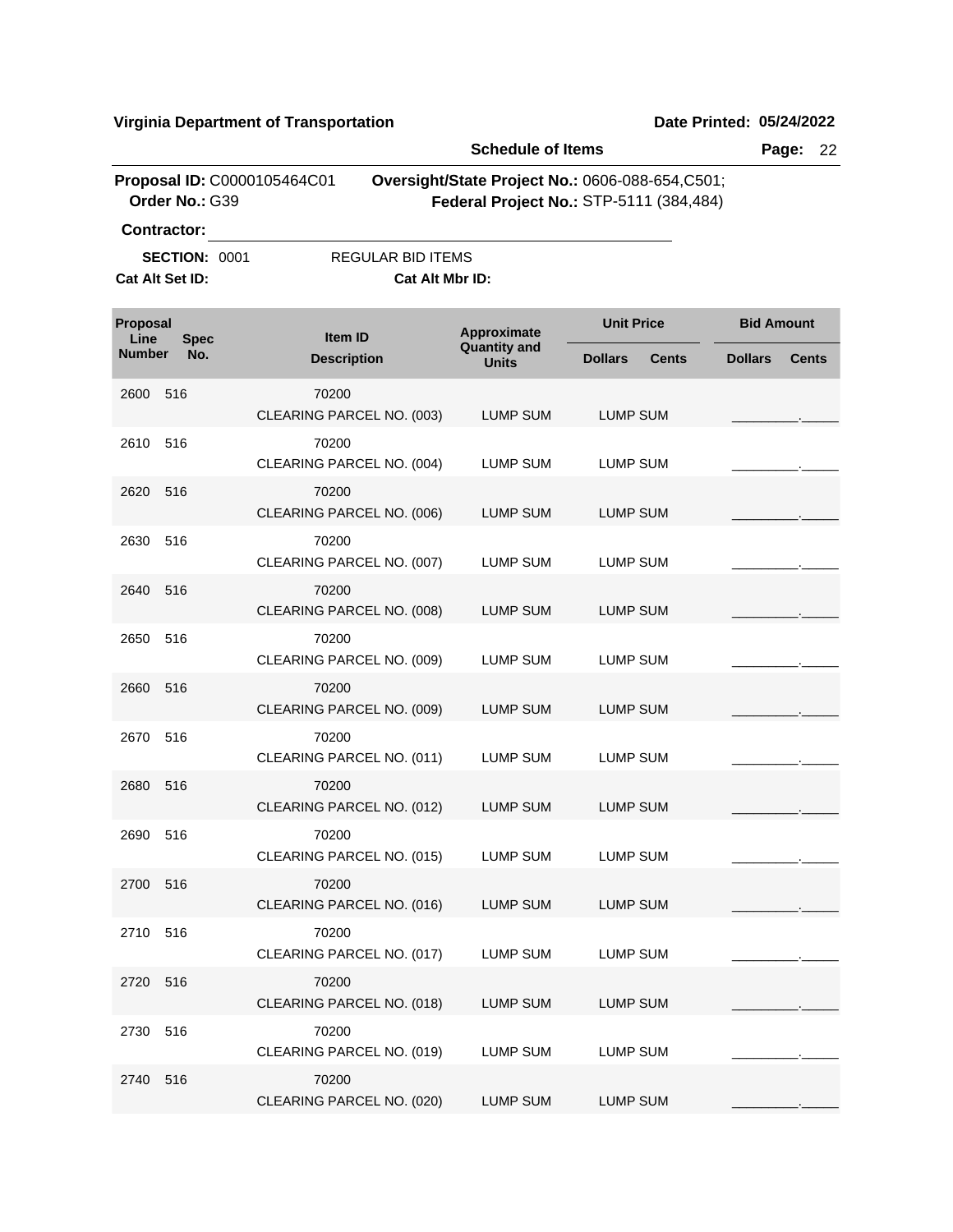**Virginia Department of Transportation** **Date Printed: 05/24/2022**

**Schedule of Items**

**Proposal ID:** C0000105464C01 **Oversight/State Project No.:** 0606-088-654,C501;
**Order No.:** G39 **Federal Project No.:** STP-5111 (384,484)

**Contractor:** ____________________________________________

**SECTION:** 0001 REGULAR BID ITEMS

**Cat Alt Set ID:** **Cat Alt Mbr ID:**

| Proposal Line Number | Spec No. | Item ID / Description | Approximate Quantity and Units | Unit Price Dollars | Unit Price Cents | Bid Amount Dollars | Bid Amount Cents |
|---|---|---|---|---|---|---|---|
| 2600 | 516 | 70200 CLEARING PARCEL NO. (003) | LUMP SUM | LUMP SUM | | _________ | _____ |
| 2610 | 516 | 70200 CLEARING PARCEL NO. (004) | LUMP SUM | LUMP SUM | | _________ | _____ |
| 2620 | 516 | 70200 CLEARING PARCEL NO. (006) | LUMP SUM | LUMP SUM | | _________ | _____ |
| 2630 | 516 | 70200 CLEARING PARCEL NO. (007) | LUMP SUM | LUMP SUM | | _________ | _____ |
| 2640 | 516 | 70200 CLEARING PARCEL NO. (008) | LUMP SUM | LUMP SUM | | _________ | _____ |
| 2650 | 516 | 70200 CLEARING PARCEL NO. (009) | LUMP SUM | LUMP SUM | | _________ | _____ |
| 2660 | 516 | 70200 CLEARING PARCEL NO. (009) | LUMP SUM | LUMP SUM | | _________ | _____ |
| 2670 | 516 | 70200 CLEARING PARCEL NO. (011) | LUMP SUM | LUMP SUM | | _________ | _____ |
| 2680 | 516 | 70200 CLEARING PARCEL NO. (012) | LUMP SUM | LUMP SUM | | _________ | _____ |
| 2690 | 516 | 70200 CLEARING PARCEL NO. (015) | LUMP SUM | LUMP SUM | | _________ | _____ |
| 2700 | 516 | 70200 CLEARING PARCEL NO. (016) | LUMP SUM | LUMP SUM | | _________ | _____ |
| 2710 | 516 | 70200 CLEARING PARCEL NO. (017) | LUMP SUM | LUMP SUM | | _________ | _____ |
| 2720 | 516 | 70200 CLEARING PARCEL NO. (018) | LUMP SUM | LUMP SUM | | _________ | _____ |
| 2730 | 516 | 70200 CLEARING PARCEL NO. (019) | LUMP SUM | LUMP SUM | | _________ | _____ |
| 2740 | 516 | 70200 CLEARING PARCEL NO. (020) | LUMP SUM | LUMP SUM | | _________ | _____ |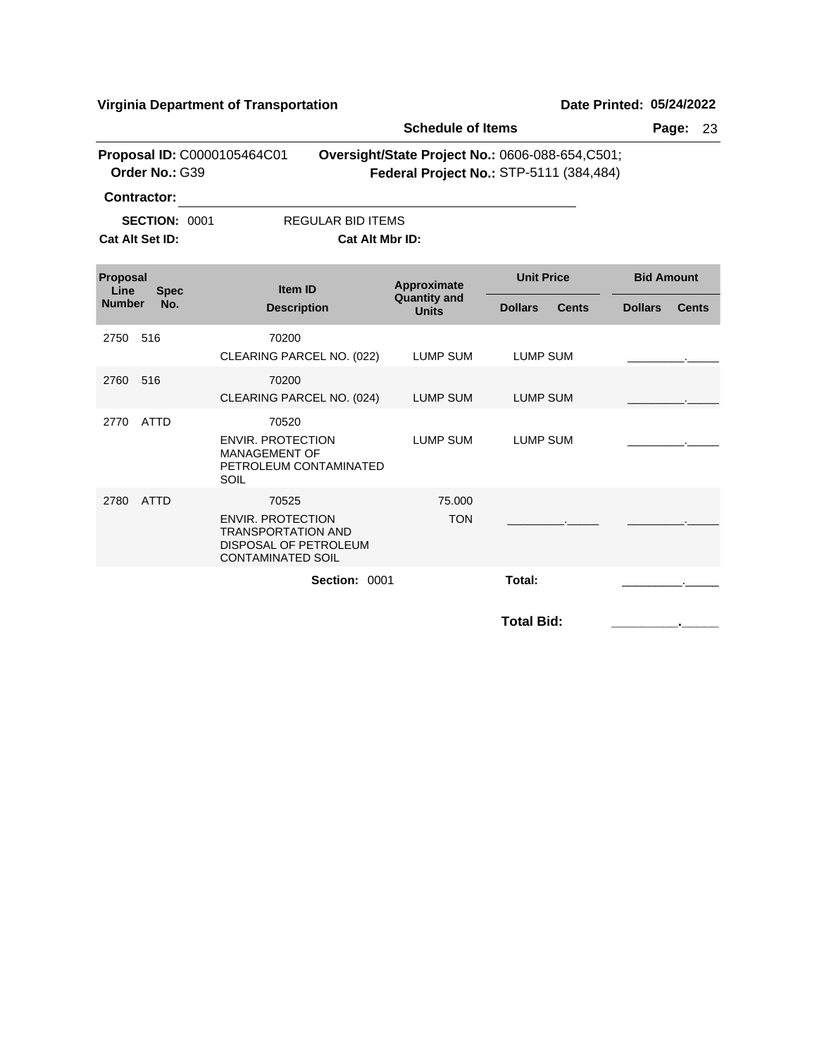**Virginia Department of Transportation** **Date Printed: 05/24/2022**

**Schedule of Items**

**Proposal ID:** C0000105464C01 **Oversight/State Project No.:** 0606-088-654,C501;
**Order No.:** G39 **Federal Project No.:** STP-5111 (384,484)

**Contractor:** ______________________________

**SECTION:** 0001 REGULAR BID ITEMS

**Cat Alt Set ID:** **Cat Alt Mbr ID:**

| Proposal Line Number | Spec No. | Item ID / Description | Approximate Quantity and Units | Unit Price Dollars | Unit Price Cents | Bid Amount Dollars | Bid Amount Cents |
|---|---|---|---|---|---|---|---|
| 2750 | 516 | 70200 CLEARING PARCEL NO. (022) | LUMP SUM | LUMP SUM | | _________ | _____ |
| 2760 | 516 | 70200 CLEARING PARCEL NO. (024) | LUMP SUM | LUMP SUM | | _________ | _____ |
| 2770 | ATTD | 70520 ENVIR. PROTECTION MANAGEMENT OF PETROLEUM CONTAMINATED SOIL | LUMP SUM | LUMP SUM | | _________ | _____ |
| 2780 | ATTD | 70525 ENVIR. PROTECTION TRANSPORTATION AND DISPOSAL OF PETROLEUM CONTAMINATED SOIL | 75.000 TON | _________ | _____ | _________ | _____ |

**Section:** 0001 **Total:** _________._____

**Total Bid:** _________._____